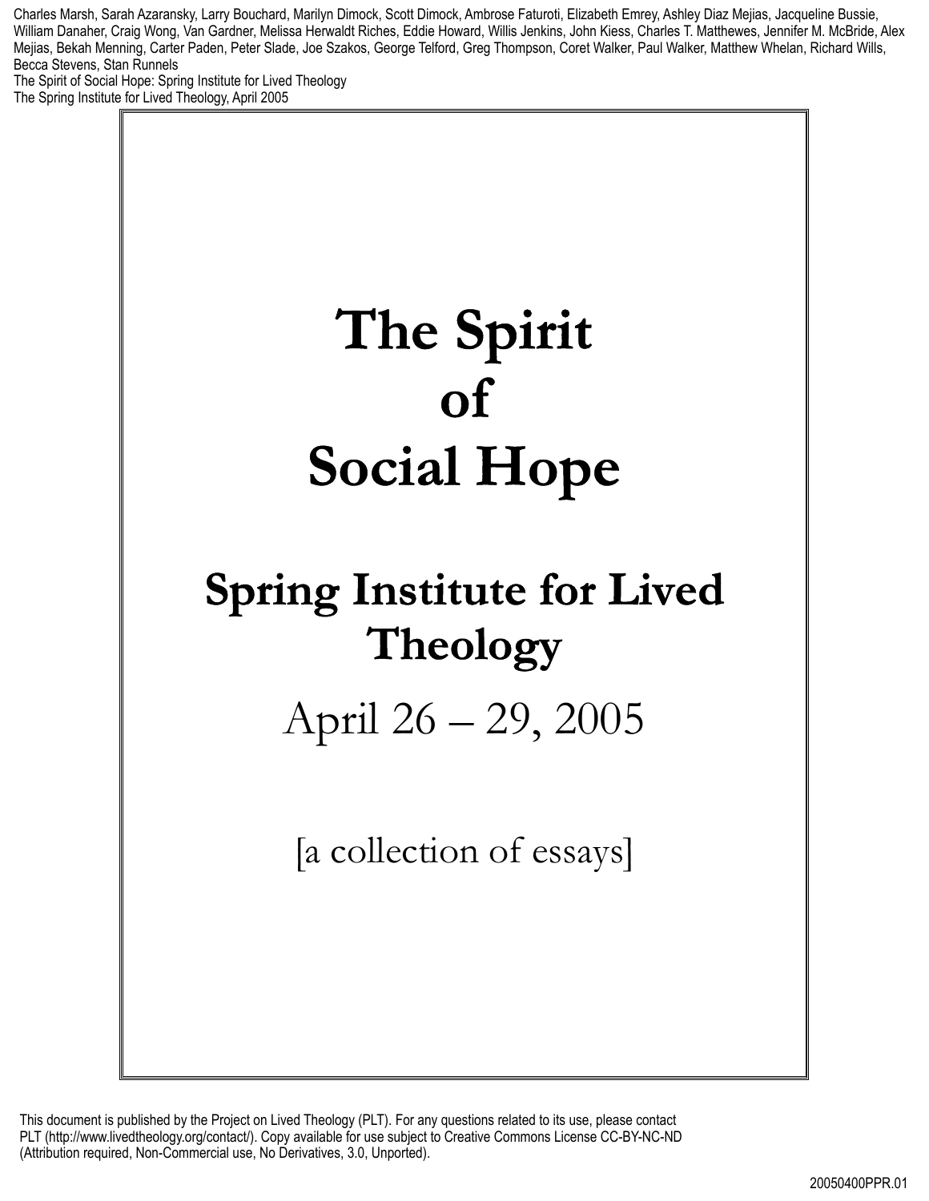Charles Marsh, Sarah Azaransky, Larry Bouchard, Marilyn Dimock, Scott Dimock, Ambrose Faturoti, Elizabeth Emrey, Ashley Diaz Mejias, Jacqueline Bussie, William Danaher, Craig Wong, Van Gardner, Melissa Herwaldt Riches, Eddie Howard, Willis Jenkins, John Kiess, Charles T. Matthewes, Jennifer M. McBride, Alex Mejias, Bekah Menning, Carter Paden, Peter Slade, Joe Szakos, George Telford, Greg Thompson, Coret Walker, Paul Walker, Matthew Whelan, Richard Wills, Becca Stevens, Stan Runnels

The Spirit of Social Hope: Spring Institute for Lived Theology

The Spring Institute for Lived Theology, April 2005

# The Spirit of Social Hope

## Spring Institute for Lived Theology

April 26 – 29, 2005

[a collection of essays]

This document is published by the Project on Lived Theology (PLT). For any questions related to its use, please contact PLT (http://www.livedtheology.org/contact/). Copy available for use subject to Creative Commons License CC-BY-NC-ND (Attribution required, Non-Commercial use, No Derivatives, 3.0, Unported).

20050400PPR.01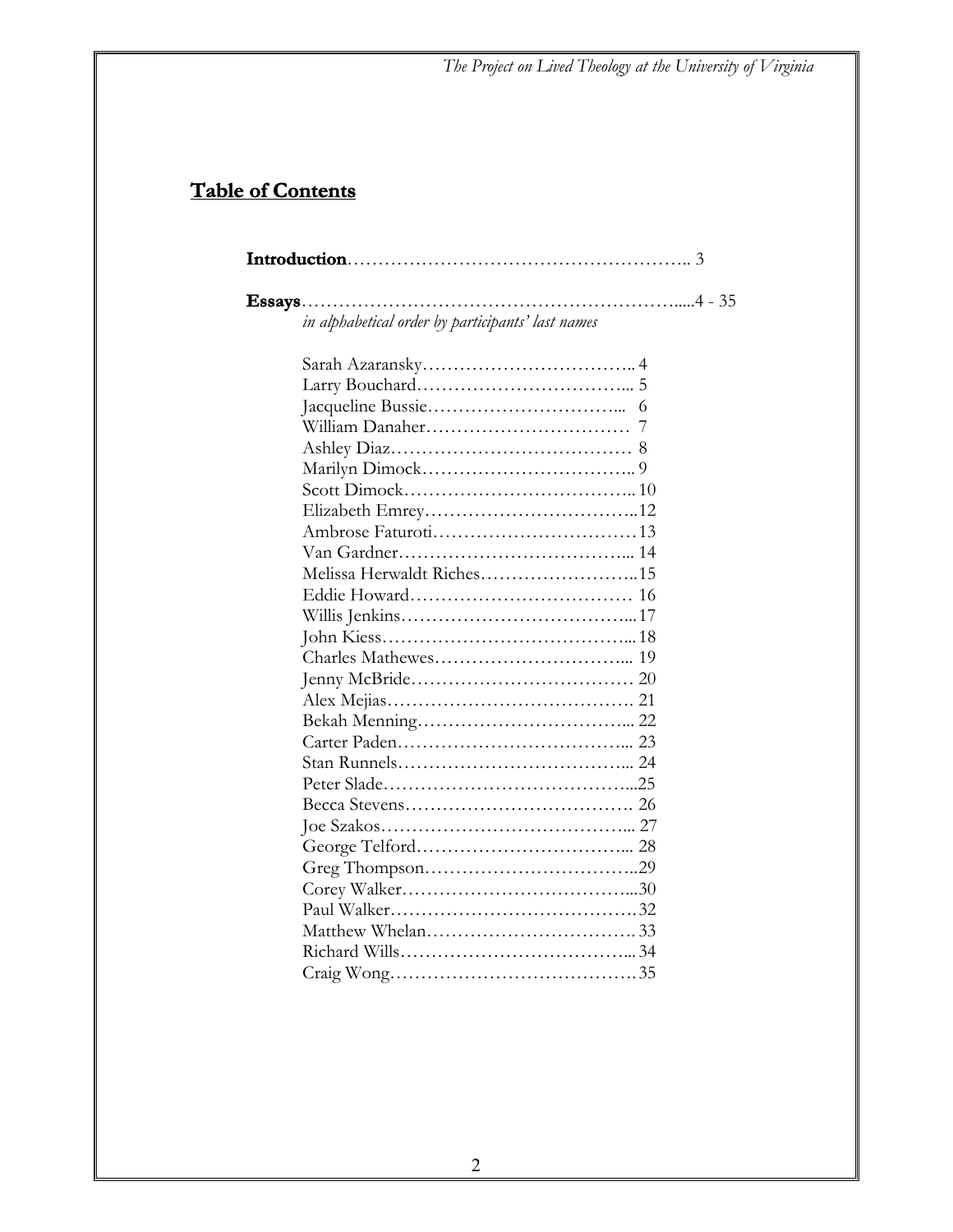## Table of Contents

**Introduction**……………………………………………….. 3

**Essays**…………………………………………………….....4 - 35

*in alphabetical order by participants' last names*

Sarah Azaransky…………………………….. 4
Larry Bouchard…………………………….... 5
Jacqueline Bussie…………………………... 6
William Danaher…………………………… 7
Ashley Diaz………………………………… 8
Marilyn Dimock…………………………….. 9
Scott Dimock……………………………….. 10
Elizabeth Emrey……………………………..12
Ambrose Faturoti……………………………13
Van Gardner……………………………….... 14
Melissa Herwaldt Riches……………………..15
Eddie Howard……………………………… 16
Willis Jenkins……………………………….... 17
John Kiess…………………………………... 18
Charles Mathewes…………………………... 19
Jenny McBride……………………………… 20
Alex Mejias…………………………………. 21
Bekah Menning…………………………….... 22
Carter Paden……………………………….... 23
Stan Runnels……………………………….... 24
Peter Slade…………………………………...25
Becca Stevens………………………………. 26
Joe Szakos…………………………………... 27
George Telford…………………………….... 28
Greg Thompson……………………………..29
Corey Walker………………………………...30
Paul Walker………………………………….32
Matthew Whelan…………………………….33
Richard Wills……………………………….... 34
Craig Wong………………………………….35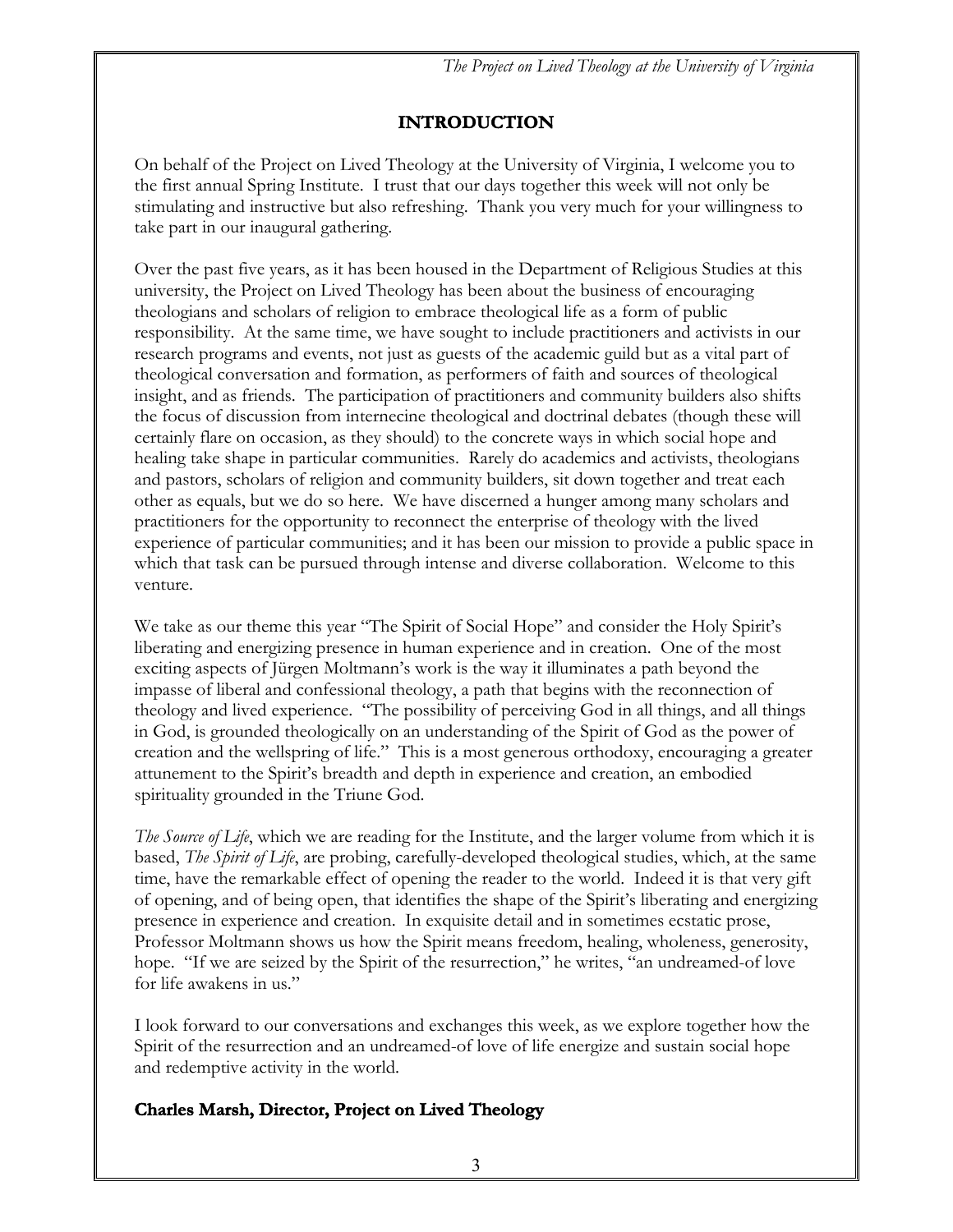## INTRODUCTION

On behalf of the Project on Lived Theology at the University of Virginia, I welcome you to the first annual Spring Institute. I trust that our days together this week will not only be stimulating and instructive but also refreshing. Thank you very much for your willingness to take part in our inaugural gathering.

Over the past five years, as it has been housed in the Department of Religious Studies at this university, the Project on Lived Theology has been about the business of encouraging theologians and scholars of religion to embrace theological life as a form of public responsibility. At the same time, we have sought to include practitioners and activists in our research programs and events, not just as guests of the academic guild but as a vital part of theological conversation and formation, as performers of faith and sources of theological insight, and as friends. The participation of practitioners and community builders also shifts the focus of discussion from internecine theological and doctrinal debates (though these will certainly flare on occasion, as they should) to the concrete ways in which social hope and healing take shape in particular communities. Rarely do academics and activists, theologians and pastors, scholars of religion and community builders, sit down together and treat each other as equals, but we do so here. We have discerned a hunger among many scholars and practitioners for the opportunity to reconnect the enterprise of theology with the lived experience of particular communities; and it has been our mission to provide a public space in which that task can be pursued through intense and diverse collaboration. Welcome to this venture.

We take as our theme this year "The Spirit of Social Hope" and consider the Holy Spirit's liberating and energizing presence in human experience and in creation. One of the most exciting aspects of Jürgen Moltmann's work is the way it illuminates a path beyond the impasse of liberal and confessional theology, a path that begins with the reconnection of theology and lived experience. "The possibility of perceiving God in all things, and all things in God, is grounded theologically on an understanding of the Spirit of God as the power of creation and the wellspring of life." This is a most generous orthodoxy, encouraging a greater attunement to the Spirit's breadth and depth in experience and creation, an embodied spirituality grounded in the Triune God.

*The Source of Life*, which we are reading for the Institute, and the larger volume from which it is based, *The Spirit of Life*, are probing, carefully-developed theological studies, which, at the same time, have the remarkable effect of opening the reader to the world. Indeed it is that very gift of opening, and of being open, that identifies the shape of the Spirit's liberating and energizing presence in experience and creation. In exquisite detail and in sometimes ecstatic prose, Professor Moltmann shows us how the Spirit means freedom, healing, wholeness, generosity, hope. "If we are seized by the Spirit of the resurrection," he writes, "an undreamed-of love for life awakens in us."

I look forward to our conversations and exchanges this week, as we explore together how the Spirit of the resurrection and an undreamed-of love of life energize and sustain social hope and redemptive activity in the world.

**Charles Marsh, Director, Project on Lived Theology**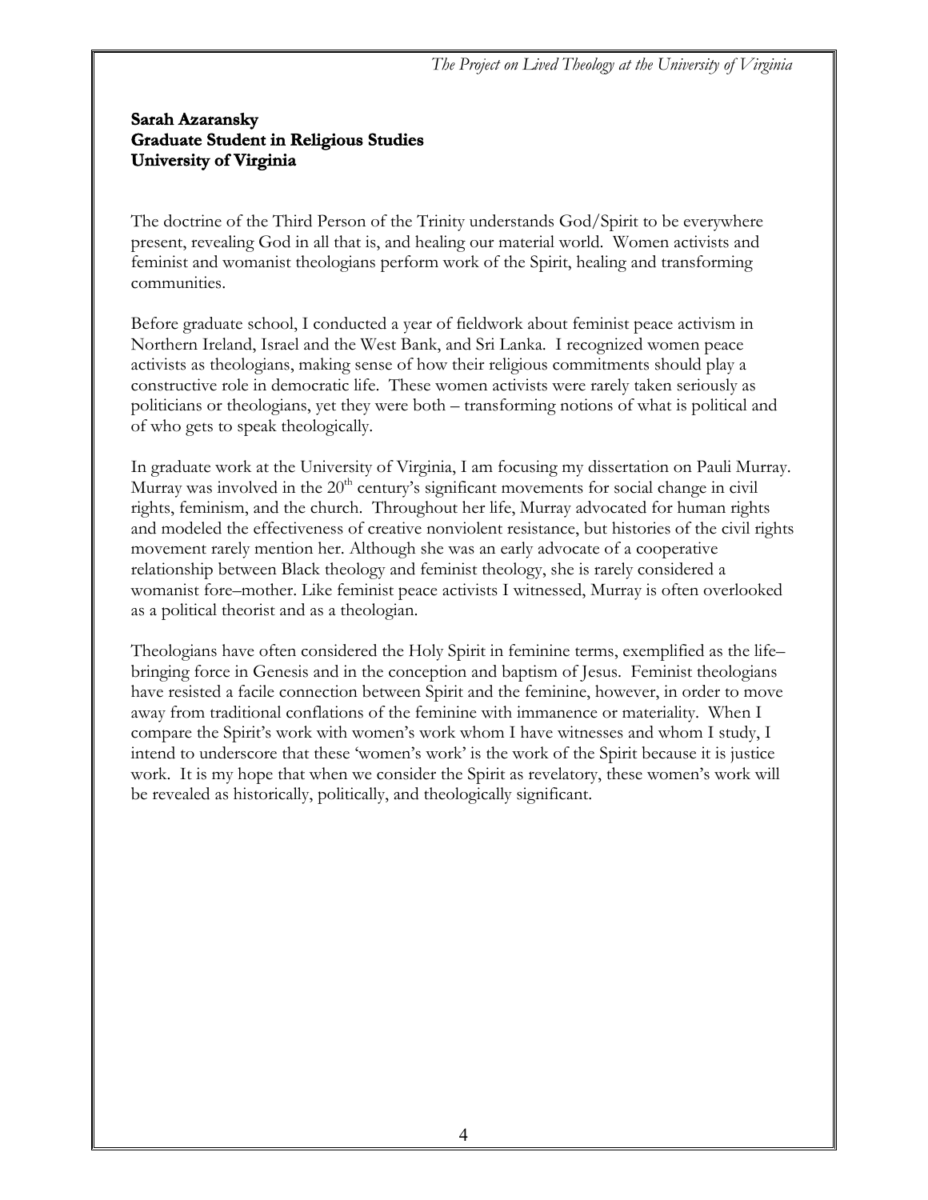**Sarah Azaransky**
**Graduate Student in Religious Studies**
**University of Virginia**

The doctrine of the Third Person of the Trinity understands God/Spirit to be everywhere present, revealing God in all that is, and healing our material world. Women activists and feminist and womanist theologians perform work of the Spirit, healing and transforming communities.

Before graduate school, I conducted a year of fieldwork about feminist peace activism in Northern Ireland, Israel and the West Bank, and Sri Lanka. I recognized women peace activists as theologians, making sense of how their religious commitments should play a constructive role in democratic life. These women activists were rarely taken seriously as politicians or theologians, yet they were both – transforming notions of what is political and of who gets to speak theologically.

In graduate work at the University of Virginia, I am focusing my dissertation on Pauli Murray. Murray was involved in the 20th century's significant movements for social change in civil rights, feminism, and the church. Throughout her life, Murray advocated for human rights and modeled the effectiveness of creative nonviolent resistance, but histories of the civil rights movement rarely mention her. Although she was an early advocate of a cooperative relationship between Black theology and feminist theology, she is rarely considered a womanist fore–mother. Like feminist peace activists I witnessed, Murray is often overlooked as a political theorist and as a theologian.

Theologians have often considered the Holy Spirit in feminine terms, exemplified as the life–bringing force in Genesis and in the conception and baptism of Jesus. Feminist theologians have resisted a facile connection between Spirit and the feminine, however, in order to move away from traditional conflations of the feminine with immanence or materiality. When I compare the Spirit's work with women's work whom I have witnesses and whom I study, I intend to underscore that these 'women's work' is the work of the Spirit because it is justice work. It is my hope that when we consider the Spirit as revelatory, these women's work will be revealed as historically, politically, and theologically significant.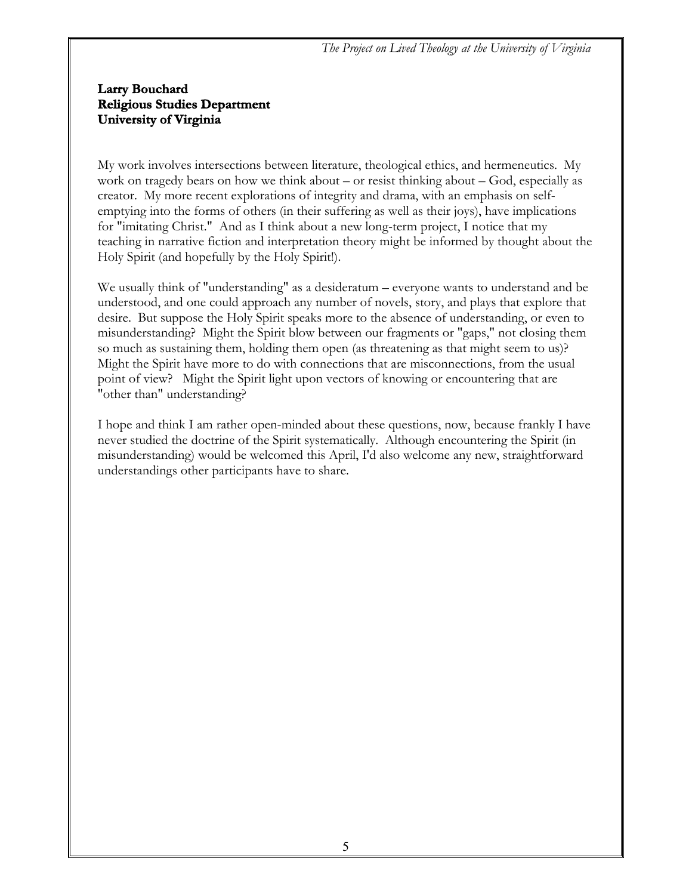**Larry Bouchard**
**Religious Studies Department**
**University of Virginia**

My work involves intersections between literature, theological ethics, and hermeneutics. My work on tragedy bears on how we think about – or resist thinking about – God, especially as creator. My more recent explorations of integrity and drama, with an emphasis on self-emptying into the forms of others (in their suffering as well as their joys), have implications for "imitating Christ." And as I think about a new long-term project, I notice that my teaching in narrative fiction and interpretation theory might be informed by thought about the Holy Spirit (and hopefully by the Holy Spirit!).

We usually think of "understanding" as a desideratum – everyone wants to understand and be understood, and one could approach any number of novels, story, and plays that explore that desire. But suppose the Holy Spirit speaks more to the absence of understanding, or even to misunderstanding? Might the Spirit blow between our fragments or "gaps," not closing them so much as sustaining them, holding them open (as threatening as that might seem to us)? Might the Spirit have more to do with connections that are misconnections, from the usual point of view? Might the Spirit light upon vectors of knowing or encountering that are "other than" understanding?

I hope and think I am rather open-minded about these questions, now, because frankly I have never studied the doctrine of the Spirit systematically. Although encountering the Spirit (in misunderstanding) would be welcomed this April, I'd also welcome any new, straightforward understandings other participants have to share.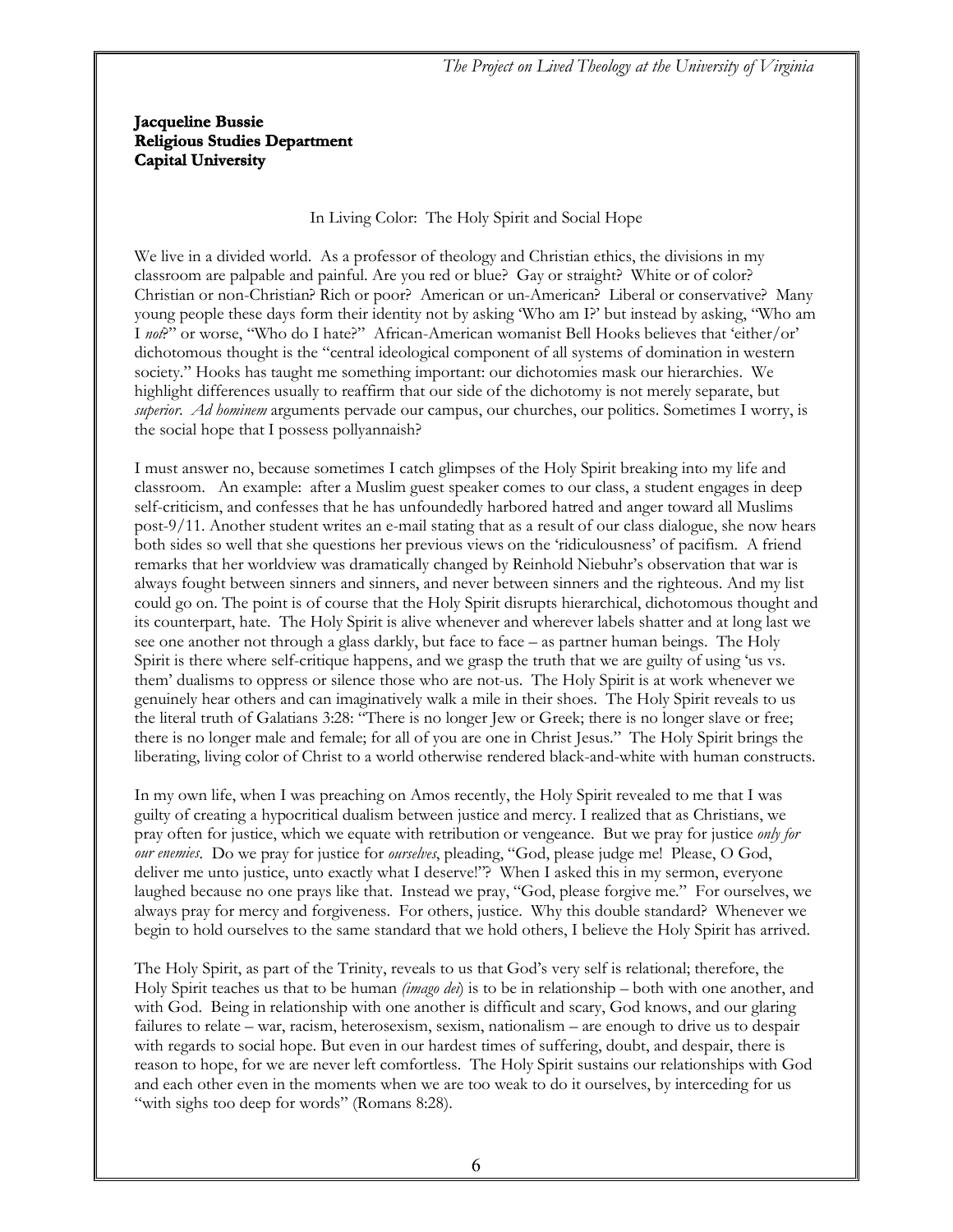**Jacqueline Bussie**
**Religious Studies Department**
**Capital University**

In Living Color: The Holy Spirit and Social Hope

We live in a divided world. As a professor of theology and Christian ethics, the divisions in my classroom are palpable and painful. Are you red or blue? Gay or straight? White or of color? Christian or non-Christian? Rich or poor? American or un-American? Liberal or conservative? Many young people these days form their identity not by asking 'Who am I?' but instead by asking, "Who am I *not*?" or worse, "Who do I hate?" African-American womanist Bell Hooks believes that 'either/or' dichotomous thought is the "central ideological component of all systems of domination in western society." Hooks has taught me something important: our dichotomies mask our hierarchies. We highlight differences usually to reaffirm that our side of the dichotomy is not merely separate, but *superior*. *Ad hominem* arguments pervade our campus, our churches, our politics. Sometimes I worry, is the social hope that I possess pollyannaish?

I must answer no, because sometimes I catch glimpses of the Holy Spirit breaking into my life and classroom. An example: after a Muslim guest speaker comes to our class, a student engages in deep self-criticism, and confesses that he has unfoundedly harbored hatred and anger toward all Muslims post-9/11. Another student writes an e-mail stating that as a result of our class dialogue, she now hears both sides so well that she questions her previous views on the 'ridiculousness' of pacifism. A friend remarks that her worldview was dramatically changed by Reinhold Niebuhr's observation that war is always fought between sinners and sinners, and never between sinners and the righteous. And my list could go on. The point is of course that the Holy Spirit disrupts hierarchical, dichotomous thought and its counterpart, hate. The Holy Spirit is alive whenever and wherever labels shatter and at long last we see one another not through a glass darkly, but face to face – as partner human beings. The Holy Spirit is there where self-critique happens, and we grasp the truth that we are guilty of using 'us vs. them' dualisms to oppress or silence those who are not-us. The Holy Spirit is at work whenever we genuinely hear others and can imaginatively walk a mile in their shoes. The Holy Spirit reveals to us the literal truth of Galatians 3:28: "There is no longer Jew or Greek; there is no longer slave or free; there is no longer male and female; for all of you are one in Christ Jesus." The Holy Spirit brings the liberating, living color of Christ to a world otherwise rendered black-and-white with human constructs.

In my own life, when I was preaching on Amos recently, the Holy Spirit revealed to me that I was guilty of creating a hypocritical dualism between justice and mercy. I realized that as Christians, we pray often for justice, which we equate with retribution or vengeance. But we pray for justice *only for our enemies*. Do we pray for justice for *ourselves*, pleading, "God, please judge me! Please, O God, deliver me unto justice, unto exactly what I deserve!"? When I asked this in my sermon, everyone laughed because no one prays like that. Instead we pray, "God, please forgive me." For ourselves, we always pray for mercy and forgiveness. For others, justice. Why this double standard? Whenever we begin to hold ourselves to the same standard that we hold others, I believe the Holy Spirit has arrived.

The Holy Spirit, as part of the Trinity, reveals to us that God's very self is relational; therefore, the Holy Spirit teaches us that to be human *(imago dei)* is to be in relationship – both with one another, and with God. Being in relationship with one another is difficult and scary, God knows, and our glaring failures to relate – war, racism, heterosexism, sexism, nationalism – are enough to drive us to despair with regards to social hope. But even in our hardest times of suffering, doubt, and despair, there is reason to hope, for we are never left comfortless. The Holy Spirit sustains our relationships with God and each other even in the moments when we are too weak to do it ourselves, by interceding for us "with sighs too deep for words" (Romans 8:28).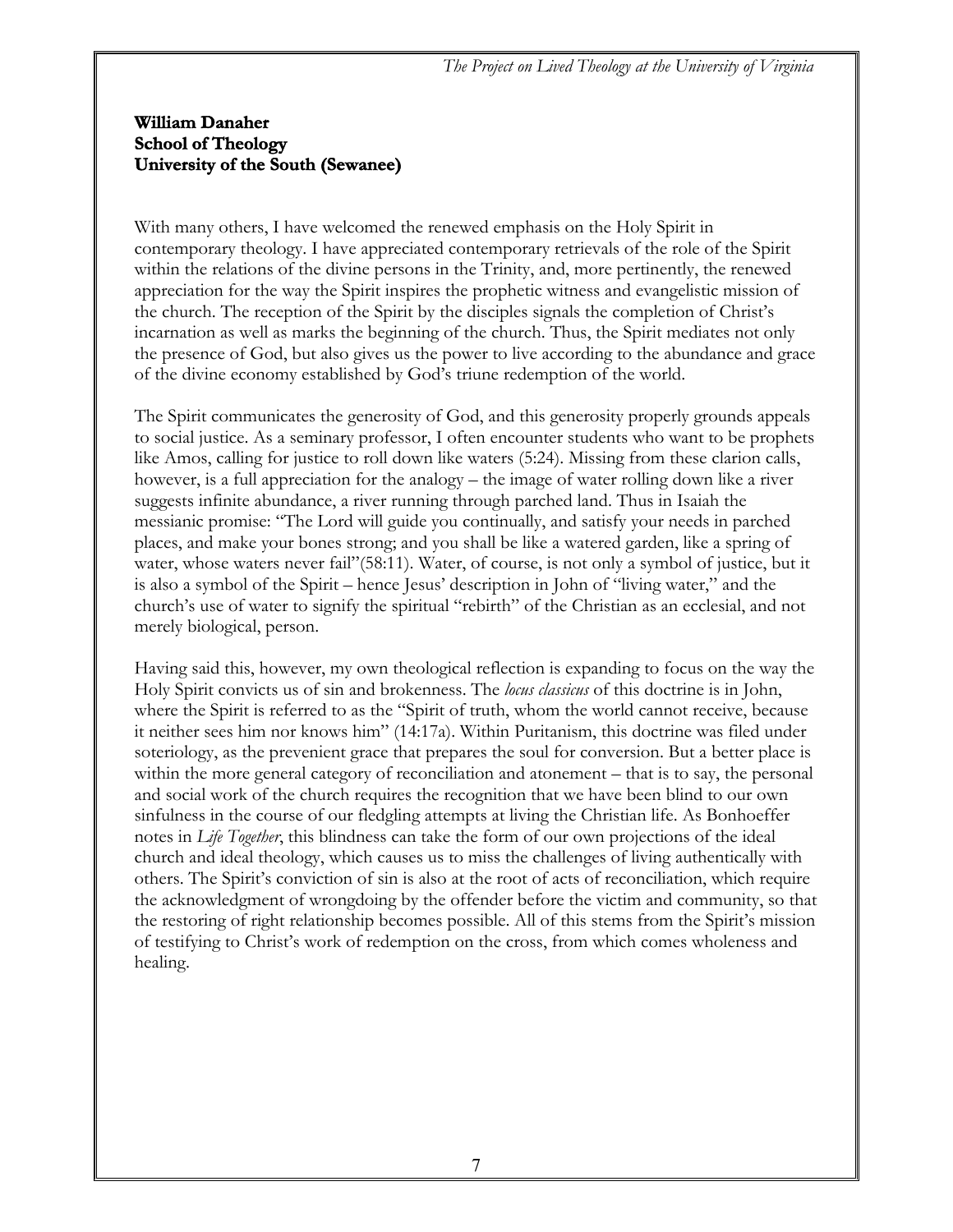**William Danaher**
**School of Theology**
**University of the South (Sewanee)**

With many others, I have welcomed the renewed emphasis on the Holy Spirit in contemporary theology. I have appreciated contemporary retrievals of the role of the Spirit within the relations of the divine persons in the Trinity, and, more pertinently, the renewed appreciation for the way the Spirit inspires the prophetic witness and evangelistic mission of the church. The reception of the Spirit by the disciples signals the completion of Christ's incarnation as well as marks the beginning of the church. Thus, the Spirit mediates not only the presence of God, but also gives us the power to live according to the abundance and grace of the divine economy established by God's triune redemption of the world.

The Spirit communicates the generosity of God, and this generosity properly grounds appeals to social justice. As a seminary professor, I often encounter students who want to be prophets like Amos, calling for justice to roll down like waters (5:24). Missing from these clarion calls, however, is a full appreciation for the analogy – the image of water rolling down like a river suggests infinite abundance, a river running through parched land. Thus in Isaiah the messianic promise: "The Lord will guide you continually, and satisfy your needs in parched places, and make your bones strong; and you shall be like a watered garden, like a spring of water, whose waters never fail"(58:11). Water, of course, is not only a symbol of justice, but it is also a symbol of the Spirit – hence Jesus' description in John of "living water," and the church's use of water to signify the spiritual "rebirth" of the Christian as an ecclesial, and not merely biological, person.

Having said this, however, my own theological reflection is expanding to focus on the way the Holy Spirit convicts us of sin and brokenness. The *locus classicus* of this doctrine is in John, where the Spirit is referred to as the "Spirit of truth, whom the world cannot receive, because it neither sees him nor knows him" (14:17a). Within Puritanism, this doctrine was filed under soteriology, as the prevenient grace that prepares the soul for conversion. But a better place is within the more general category of reconciliation and atonement – that is to say, the personal and social work of the church requires the recognition that we have been blind to our own sinfulness in the course of our fledgling attempts at living the Christian life. As Bonhoeffer notes in *Life Together*, this blindness can take the form of our own projections of the ideal church and ideal theology, which causes us to miss the challenges of living authentically with others. The Spirit's conviction of sin is also at the root of acts of reconciliation, which require the acknowledgment of wrongdoing by the offender before the victim and community, so that the restoring of right relationship becomes possible. All of this stems from the Spirit's mission of testifying to Christ's work of redemption on the cross, from which comes wholeness and healing.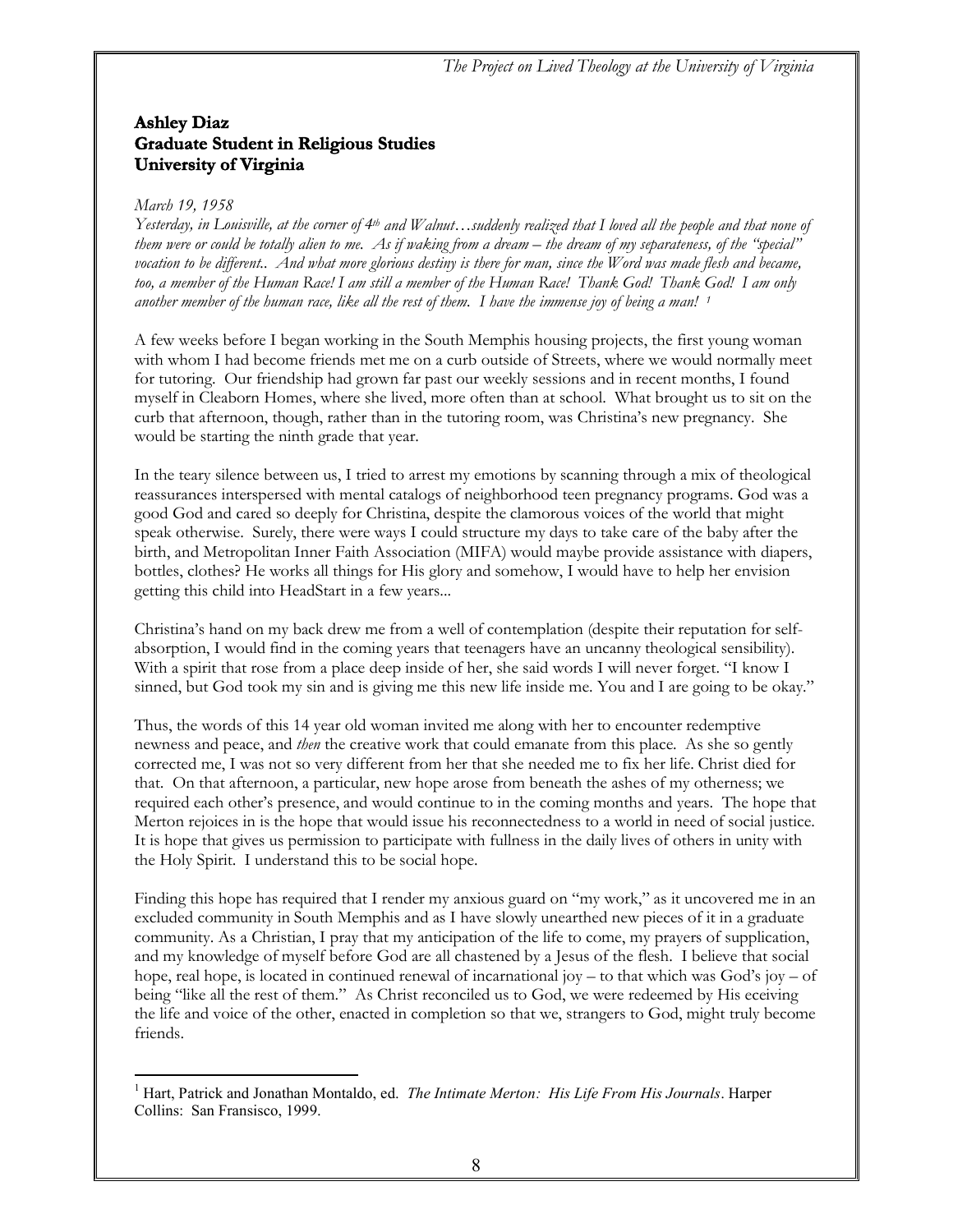**Ashley Diaz**
**Graduate Student in Religious Studies**
**University of Virginia**

*March 19, 1958*
*Yesterday, in Louisville, at the corner of 4th and Walnut…suddenly realized that I loved all the people and that none of them were or could be totally alien to me. As if waking from a dream – the dream of my separateness, of the "special" vocation to be different.. And what more glorious destiny is there for man, since the Word was made flesh and became, too, a member of the Human Race! I am still a member of the Human Race! Thank God! Thank God! I am only another member of the human race, like all the rest of them. I have the immense joy of being a man!* [1]

A few weeks before I began working in the South Memphis housing projects, the first young woman with whom I had become friends met me on a curb outside of Streets, where we would normally meet for tutoring. Our friendship had grown far past our weekly sessions and in recent months, I found myself in Cleaborn Homes, where she lived, more often than at school. What brought us to sit on the curb that afternoon, though, rather than in the tutoring room, was Christina's new pregnancy. She would be starting the ninth grade that year.

In the teary silence between us, I tried to arrest my emotions by scanning through a mix of theological reassurances interspersed with mental catalogs of neighborhood teen pregnancy programs. God was a good God and cared so deeply for Christina, despite the clamorous voices of the world that might speak otherwise. Surely, there were ways I could structure my days to take care of the baby after the birth, and Metropolitan Inner Faith Association (MIFA) would maybe provide assistance with diapers, bottles, clothes? He works all things for His glory and somehow, I would have to help her envision getting this child into HeadStart in a few years...

Christina's hand on my back drew me from a well of contemplation (despite their reputation for self-absorption, I would find in the coming years that teenagers have an uncanny theological sensibility). With a spirit that rose from a place deep inside of her, she said words I will never forget. "I know I sinned, but God took my sin and is giving me this new life inside me. You and I are going to be okay."

Thus, the words of this 14 year old woman invited me along with her to encounter redemptive newness and peace, and *then* the creative work that could emanate from this place. As she so gently corrected me, I was not so very different from her that she needed me to fix her life. Christ died for that. On that afternoon, a particular, new hope arose from beneath the ashes of my otherness; we required each other's presence, and would continue to in the coming months and years. The hope that Merton rejoices in is the hope that would issue his reconnectedness to a world in need of social justice. It is hope that gives us permission to participate with fullness in the daily lives of others in unity with the Holy Spirit. I understand this to be social hope.

Finding this hope has required that I render my anxious guard on "my work," as it uncovered me in an excluded community in South Memphis and as I have slowly unearthed new pieces of it in a graduate community. As a Christian, I pray that my anticipation of the life to come, my prayers of supplication, and my knowledge of myself before God are all chastened by a Jesus of the flesh. I believe that social hope, real hope, is located in continued renewal of incarnational joy – to that which was God's joy – of being "like all the rest of them." As Christ reconciled us to God, we were redeemed by His eceiving the life and voice of the other, enacted in completion so that we, strangers to God, might truly become friends.

---

[1] Hart, Patrick and Jonathan Montaldo, ed. *The Intimate Merton: His Life From His Journals*. Harper Collins: San Fransisco, 1999.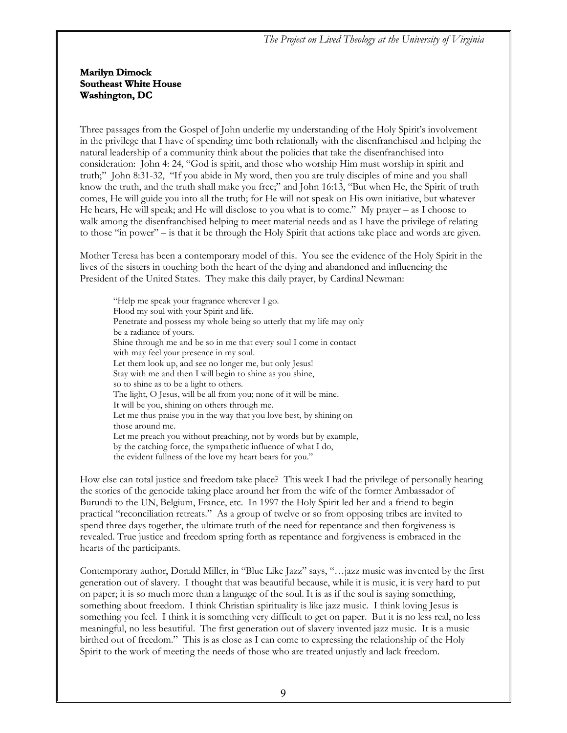**Marilyn Dimock**
**Southeast White House**
**Washington, DC**

Three passages from the Gospel of John underlie my understanding of the Holy Spirit's involvement in the privilege that I have of spending time both relationally with the disenfranchised and helping the natural leadership of a community think about the policies that take the disenfranchised into consideration: John 4: 24, "God is spirit, and those who worship Him must worship in spirit and truth;" John 8:31-32, "If you abide in My word, then you are truly disciples of mine and you shall know the truth, and the truth shall make you free;" and John 16:13, "But when He, the Spirit of truth comes, He will guide you into all the truth; for He will not speak on His own initiative, but whatever He hears, He will speak; and He will disclose to you what is to come." My prayer – as I choose to walk among the disenfranchised helping to meet material needs and as I have the privilege of relating to those "in power" – is that it be through the Holy Spirit that actions take place and words are given.

Mother Teresa has been a contemporary model of this. You see the evidence of the Holy Spirit in the lives of the sisters in touching both the heart of the dying and abandoned and influencing the President of the United States. They make this daily prayer, by Cardinal Newman:

> "Help me speak your fragrance wherever I go.
> Flood my soul with your Spirit and life.
> Penetrate and possess my whole being so utterly that my life may only be a radiance of yours.
> Shine through me and be so in me that every soul I come in contact with may feel your presence in my soul.
> Let them look up, and see no longer me, but only Jesus!
> Stay with me and then I will begin to shine as you shine,
> so to shine as to be a light to others.
> The light, O Jesus, will be all from you; none of it will be mine.
> It will be you, shining on others through me.
> Let me thus praise you in the way that you love best, by shining on those around me.
> Let me preach you without preaching, not by words but by example,
> by the catching force, the sympathetic influence of what I do,
> the evident fullness of the love my heart bears for you."

How else can total justice and freedom take place? This week I had the privilege of personally hearing the stories of the genocide taking place around her from the wife of the former Ambassador of Burundi to the UN, Belgium, France, etc. In 1997 the Holy Spirit led her and a friend to begin practical "reconciliation retreats." As a group of twelve or so from opposing tribes are invited to spend three days together, the ultimate truth of the need for repentance and then forgiveness is revealed. True justice and freedom spring forth as repentance and forgiveness is embraced in the hearts of the participants.

Contemporary author, Donald Miller, in "Blue Like Jazz" says, "…jazz music was invented by the first generation out of slavery. I thought that was beautiful because, while it is music, it is very hard to put on paper; it is so much more than a language of the soul. It is as if the soul is saying something, something about freedom. I think Christian spirituality is like jazz music. I think loving Jesus is something you feel. I think it is something very difficult to get on paper. But it is no less real, no less meaningful, no less beautiful. The first generation out of slavery invented jazz music. It is a music birthed out of freedom." This is as close as I can come to expressing the relationship of the Holy Spirit to the work of meeting the needs of those who are treated unjustly and lack freedom.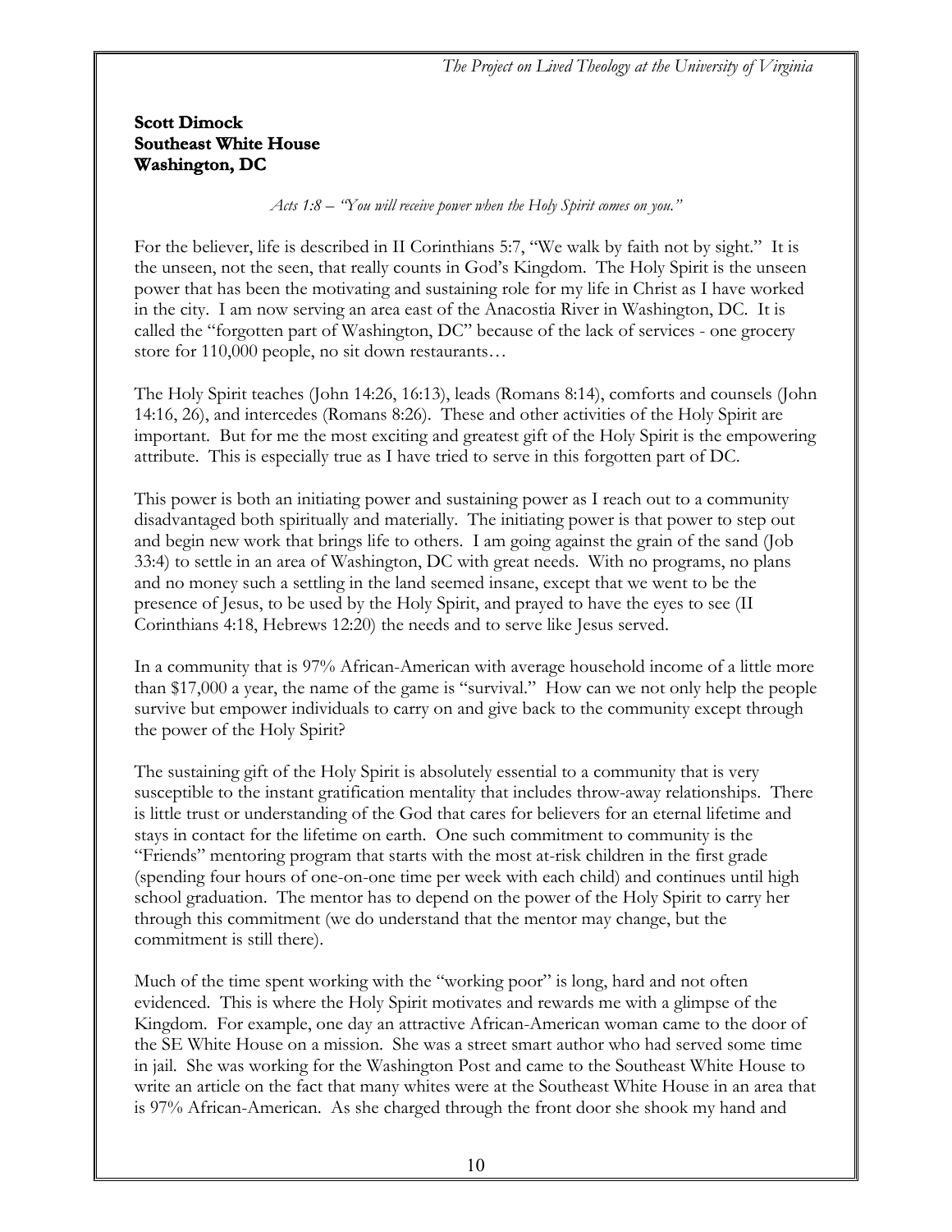**Scott Dimock**
**Southeast White House**
**Washington, DC**

*Acts 1:8 – "You will receive power when the Holy Spirit comes on you."*

For the believer, life is described in II Corinthians 5:7, "We walk by faith not by sight." It is the unseen, not the seen, that really counts in God's Kingdom. The Holy Spirit is the unseen power that has been the motivating and sustaining role for my life in Christ as I have worked in the city. I am now serving an area east of the Anacostia River in Washington, DC. It is called the "forgotten part of Washington, DC" because of the lack of services - one grocery store for 110,000 people, no sit down restaurants…

The Holy Spirit teaches (John 14:26, 16:13), leads (Romans 8:14), comforts and counsels (John 14:16, 26), and intercedes (Romans 8:26). These and other activities of the Holy Spirit are important. But for me the most exciting and greatest gift of the Holy Spirit is the empowering attribute. This is especially true as I have tried to serve in this forgotten part of DC.

This power is both an initiating power and sustaining power as I reach out to a community disadvantaged both spiritually and materially. The initiating power is that power to step out and begin new work that brings life to others. I am going against the grain of the sand (Job 33:4) to settle in an area of Washington, DC with great needs. With no programs, no plans and no money such a settling in the land seemed insane, except that we went to be the presence of Jesus, to be used by the Holy Spirit, and prayed to have the eyes to see (II Corinthians 4:18, Hebrews 12:20) the needs and to serve like Jesus served.

In a community that is 97% African-American with average household income of a little more than $17,000 a year, the name of the game is "survival." How can we not only help the people survive but empower individuals to carry on and give back to the community except through the power of the Holy Spirit?

The sustaining gift of the Holy Spirit is absolutely essential to a community that is very susceptible to the instant gratification mentality that includes throw-away relationships. There is little trust or understanding of the God that cares for believers for an eternal lifetime and stays in contact for the lifetime on earth. One such commitment to community is the "Friends" mentoring program that starts with the most at-risk children in the first grade (spending four hours of one-on-one time per week with each child) and continues until high school graduation. The mentor has to depend on the power of the Holy Spirit to carry her through this commitment (we do understand that the mentor may change, but the commitment is still there).

Much of the time spent working with the "working poor" is long, hard and not often evidenced. This is where the Holy Spirit motivates and rewards me with a glimpse of the Kingdom. For example, one day an attractive African-American woman came to the door of the SE White House on a mission. She was a street smart author who had served some time in jail. She was working for the Washington Post and came to the Southeast White House to write an article on the fact that many whites were at the Southeast White House in an area that is 97% African-American. As she charged through the front door she shook my hand and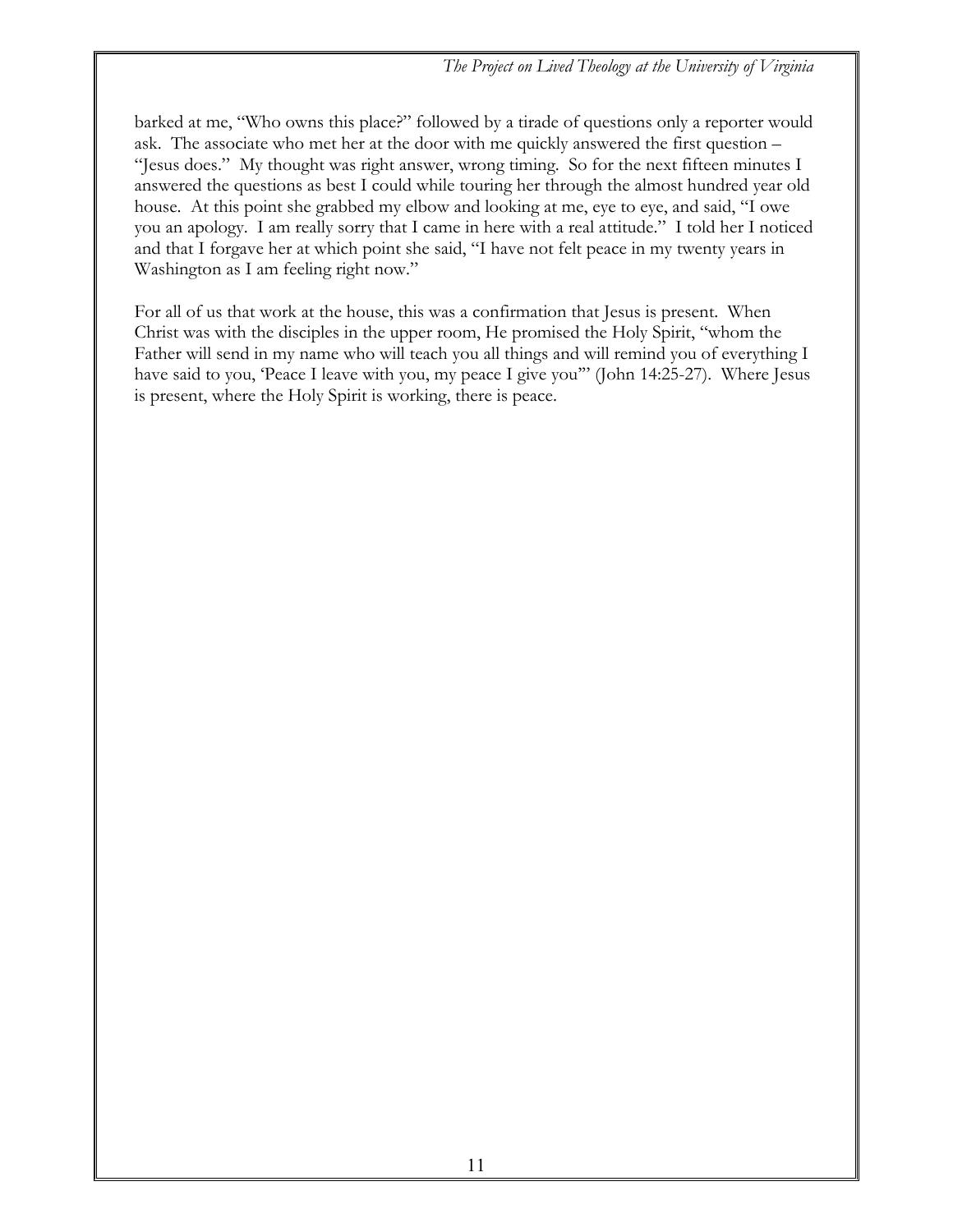barked at me, "Who owns this place?" followed by a tirade of questions only a reporter would ask. The associate who met her at the door with me quickly answered the first question – "Jesus does." My thought was right answer, wrong timing. So for the next fifteen minutes I answered the questions as best I could while touring her through the almost hundred year old house. At this point she grabbed my elbow and looking at me, eye to eye, and said, "I owe you an apology. I am really sorry that I came in here with a real attitude." I told her I noticed and that I forgave her at which point she said, "I have not felt peace in my twenty years in Washington as I am feeling right now."

For all of us that work at the house, this was a confirmation that Jesus is present. When Christ was with the disciples in the upper room, He promised the Holy Spirit, "whom the Father will send in my name who will teach you all things and will remind you of everything I have said to you, 'Peace I leave with you, my peace I give you'" (John 14:25-27). Where Jesus is present, where the Holy Spirit is working, there is peace.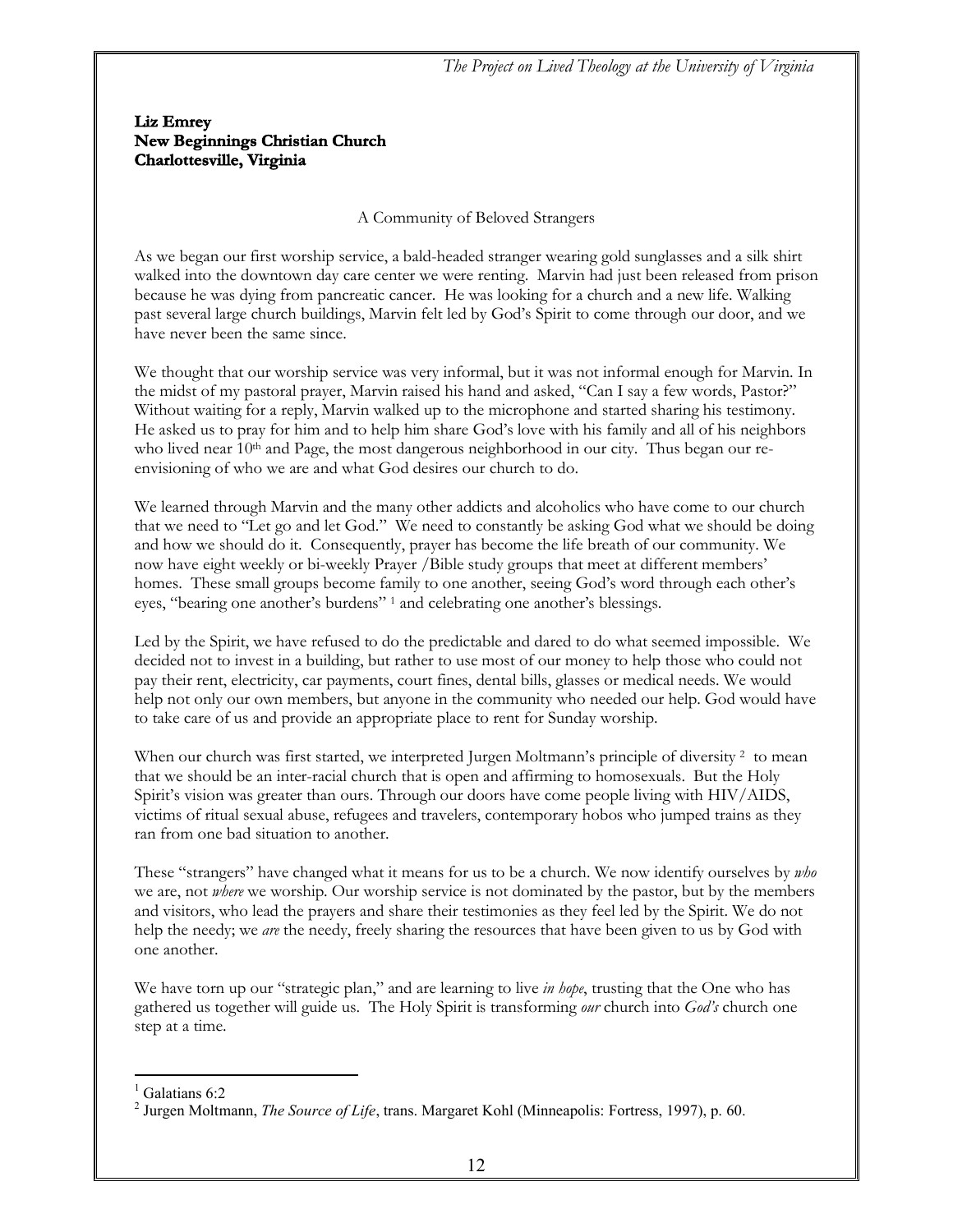**Liz Emrey**
**New Beginnings Christian Church**
**Charlottesville, Virginia**

A Community of Beloved Strangers

As we began our first worship service, a bald-headed stranger wearing gold sunglasses and a silk shirt walked into the downtown day care center we were renting. Marvin had just been released from prison because he was dying from pancreatic cancer. He was looking for a church and a new life. Walking past several large church buildings, Marvin felt led by God's Spirit to come through our door, and we have never been the same since.

We thought that our worship service was very informal, but it was not informal enough for Marvin. In the midst of my pastoral prayer, Marvin raised his hand and asked, "Can I say a few words, Pastor?" Without waiting for a reply, Marvin walked up to the microphone and started sharing his testimony. He asked us to pray for him and to help him share God's love with his family and all of his neighbors who lived near 10th and Page, the most dangerous neighborhood in our city. Thus began our re-envisioning of who we are and what God desires our church to do.

We learned through Marvin and the many other addicts and alcoholics who have come to our church that we need to "Let go and let God." We need to constantly be asking God what we should be doing and how we should do it. Consequently, prayer has become the life breath of our community. We now have eight weekly or bi-weekly Prayer /Bible study groups that meet at different members' homes. These small groups become family to one another, seeing God's word through each other's eyes, "bearing one another's burdens" [1] and celebrating one another's blessings.

Led by the Spirit, we have refused to do the predictable and dared to do what seemed impossible. We decided not to invest in a building, but rather to use most of our money to help those who could not pay their rent, electricity, car payments, court fines, dental bills, glasses or medical needs. We would help not only our own members, but anyone in the community who needed our help. God would have to take care of us and provide an appropriate place to rent for Sunday worship.

When our church was first started, we interpreted Jurgen Moltmann's principle of diversity [2] to mean that we should be an inter-racial church that is open and affirming to homosexuals. But the Holy Spirit's vision was greater than ours. Through our doors have come people living with HIV/AIDS, victims of ritual sexual abuse, refugees and travelers, contemporary hobos who jumped trains as they ran from one bad situation to another.

These "strangers" have changed what it means for us to be a church. We now identify ourselves by *who* we are, not *where* we worship. Our worship service is not dominated by the pastor, but by the members and visitors, who lead the prayers and share their testimonies as they feel led by the Spirit. We do not help the needy; we *are* the needy, freely sharing the resources that have been given to us by God with one another.

We have torn up our "strategic plan," and are learning to live *in hope*, trusting that the One who has gathered us together will guide us. The Holy Spirit is transforming *our* church into *God's* church one step at a time.

---

[1] Galatians 6:2

[2] Jurgen Moltmann, *The Source of Life*, trans. Margaret Kohl (Minneapolis: Fortress, 1997), p. 60.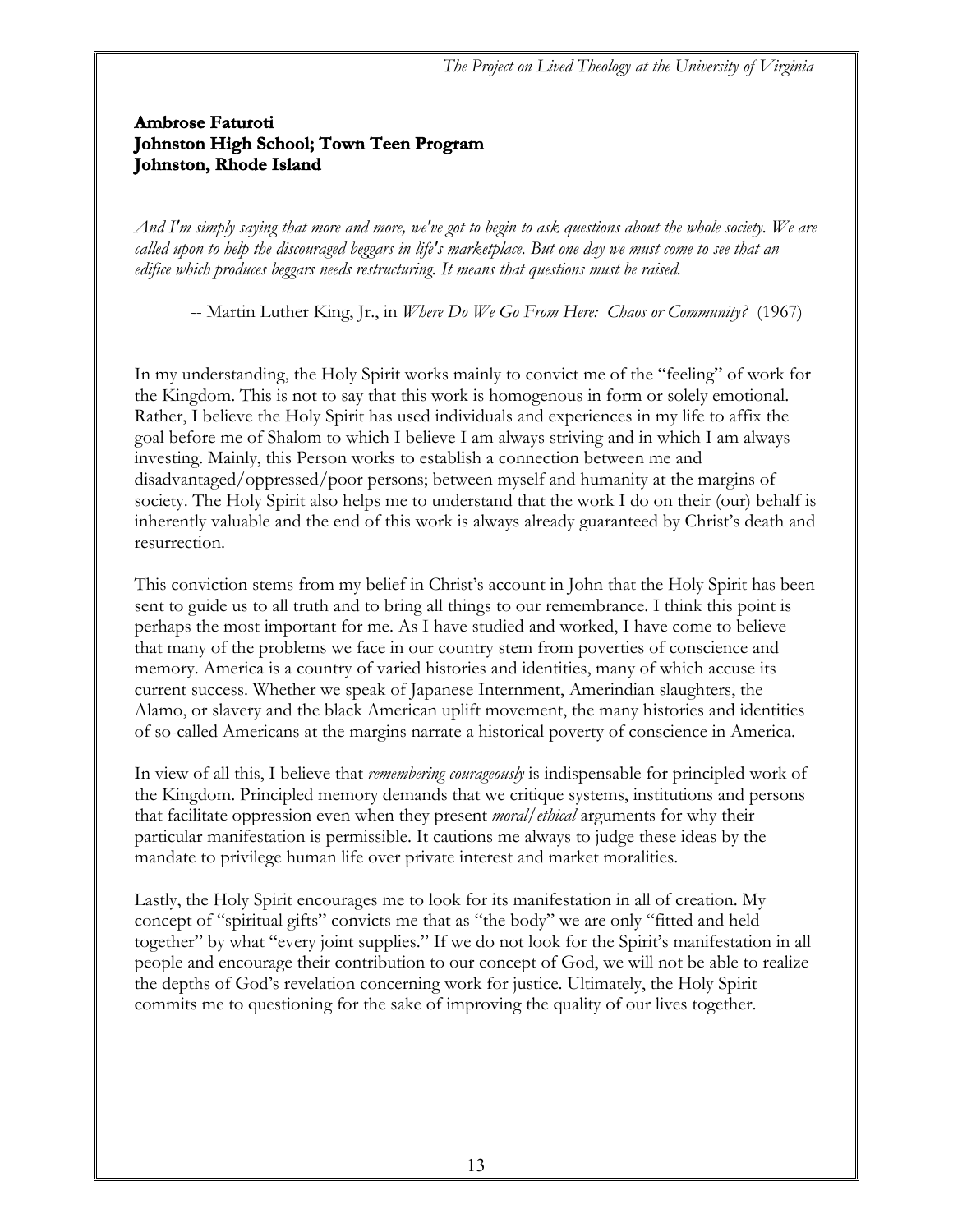**Ambrose Faturoti**
**Johnston High School; Town Teen Program**
**Johnston, Rhode Island**

*And I'm simply saying that more and more, we've got to begin to ask questions about the whole society. We are called upon to help the discouraged beggars in life's marketplace. But one day we must come to see that an edifice which produces beggars needs restructuring. It means that questions must be raised.*

-- Martin Luther King, Jr., in *Where Do We Go From Here: Chaos or Community?* (1967)

In my understanding, the Holy Spirit works mainly to convict me of the "feeling" of work for the Kingdom. This is not to say that this work is homogenous in form or solely emotional. Rather, I believe the Holy Spirit has used individuals and experiences in my life to affix the goal before me of Shalom to which I believe I am always striving and in which I am always investing. Mainly, this Person works to establish a connection between me and disadvantaged/oppressed/poor persons; between myself and humanity at the margins of society. The Holy Spirit also helps me to understand that the work I do on their (our) behalf is inherently valuable and the end of this work is always already guaranteed by Christ's death and resurrection.

This conviction stems from my belief in Christ's account in John that the Holy Spirit has been sent to guide us to all truth and to bring all things to our remembrance. I think this point is perhaps the most important for me. As I have studied and worked, I have come to believe that many of the problems we face in our country stem from poverties of conscience and memory. America is a country of varied histories and identities, many of which accuse its current success. Whether we speak of Japanese Internment, Amerindian slaughters, the Alamo, or slavery and the black American uplift movement, the many histories and identities of so-called Americans at the margins narrate a historical poverty of conscience in America.

In view of all this, I believe that *remembering courageously* is indispensable for principled work of the Kingdom. Principled memory demands that we critique systems, institutions and persons that facilitate oppression even when they present *moral/ethical* arguments for why their particular manifestation is permissible. It cautions me always to judge these ideas by the mandate to privilege human life over private interest and market moralities.

Lastly, the Holy Spirit encourages me to look for its manifestation in all of creation. My concept of "spiritual gifts" convicts me that as "the body" we are only "fitted and held together" by what "every joint supplies." If we do not look for the Spirit's manifestation in all people and encourage their contribution to our concept of God, we will not be able to realize the depths of God's revelation concerning work for justice. Ultimately, the Holy Spirit commits me to questioning for the sake of improving the quality of our lives together.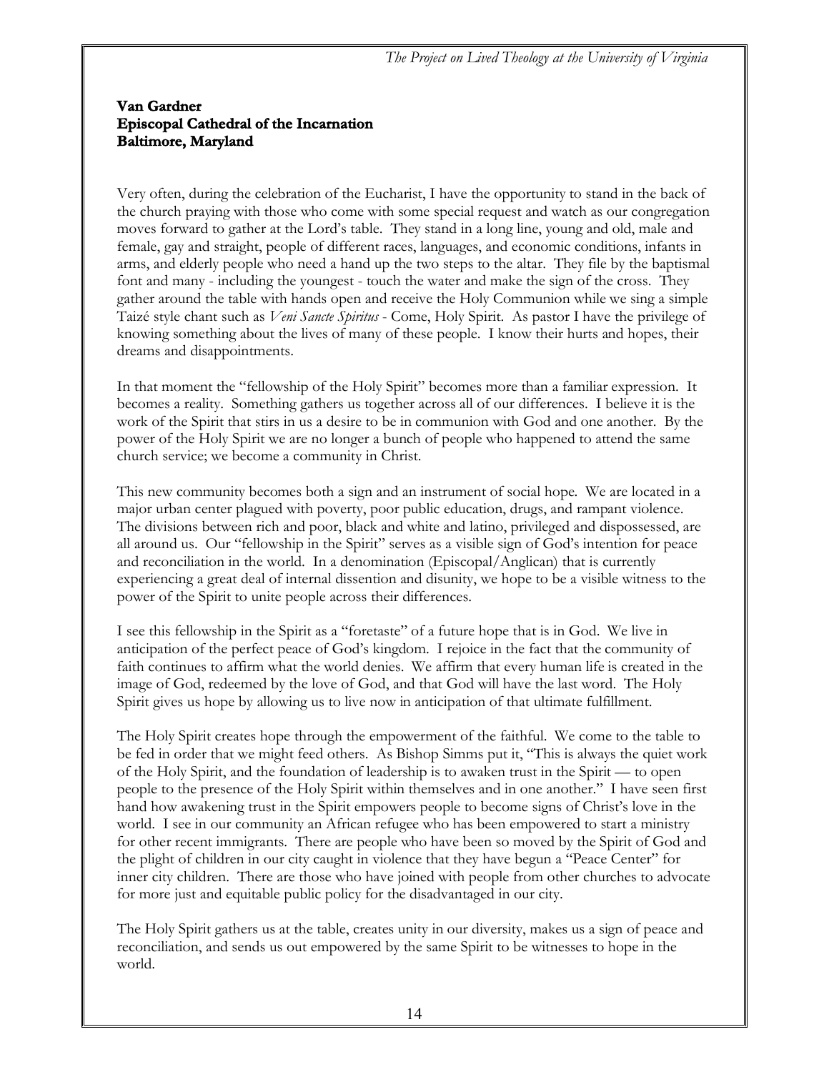**Van Gardner**
**Episcopal Cathedral of the Incarnation**
**Baltimore, Maryland**

Very often, during the celebration of the Eucharist, I have the opportunity to stand in the back of the church praying with those who come with some special request and watch as our congregation moves forward to gather at the Lord's table. They stand in a long line, young and old, male and female, gay and straight, people of different races, languages, and economic conditions, infants in arms, and elderly people who need a hand up the two steps to the altar. They file by the baptismal font and many - including the youngest - touch the water and make the sign of the cross. They gather around the table with hands open and receive the Holy Communion while we sing a simple Taizé style chant such as *Veni Sancte Spiritus* - Come, Holy Spirit. As pastor I have the privilege of knowing something about the lives of many of these people. I know their hurts and hopes, their dreams and disappointments.

In that moment the "fellowship of the Holy Spirit" becomes more than a familiar expression. It becomes a reality. Something gathers us together across all of our differences. I believe it is the work of the Spirit that stirs in us a desire to be in communion with God and one another. By the power of the Holy Spirit we are no longer a bunch of people who happened to attend the same church service; we become a community in Christ.

This new community becomes both a sign and an instrument of social hope. We are located in a major urban center plagued with poverty, poor public education, drugs, and rampant violence. The divisions between rich and poor, black and white and latino, privileged and dispossessed, are all around us. Our "fellowship in the Spirit" serves as a visible sign of God's intention for peace and reconciliation in the world. In a denomination (Episcopal/Anglican) that is currently experiencing a great deal of internal dissention and disunity, we hope to be a visible witness to the power of the Spirit to unite people across their differences.

I see this fellowship in the Spirit as a "foretaste" of a future hope that is in God. We live in anticipation of the perfect peace of God's kingdom. I rejoice in the fact that the community of faith continues to affirm what the world denies. We affirm that every human life is created in the image of God, redeemed by the love of God, and that God will have the last word. The Holy Spirit gives us hope by allowing us to live now in anticipation of that ultimate fulfillment.

The Holy Spirit creates hope through the empowerment of the faithful. We come to the table to be fed in order that we might feed others. As Bishop Simms put it, "This is always the quiet work of the Holy Spirit, and the foundation of leadership is to awaken trust in the Spirit — to open people to the presence of the Holy Spirit within themselves and in one another." I have seen first hand how awakening trust in the Spirit empowers people to become signs of Christ's love in the world. I see in our community an African refugee who has been empowered to start a ministry for other recent immigrants. There are people who have been so moved by the Spirit of God and the plight of children in our city caught in violence that they have begun a "Peace Center" for inner city children. There are those who have joined with people from other churches to advocate for more just and equitable public policy for the disadvantaged in our city.

The Holy Spirit gathers us at the table, creates unity in our diversity, makes us a sign of peace and reconciliation, and sends us out empowered by the same Spirit to be witnesses to hope in the world.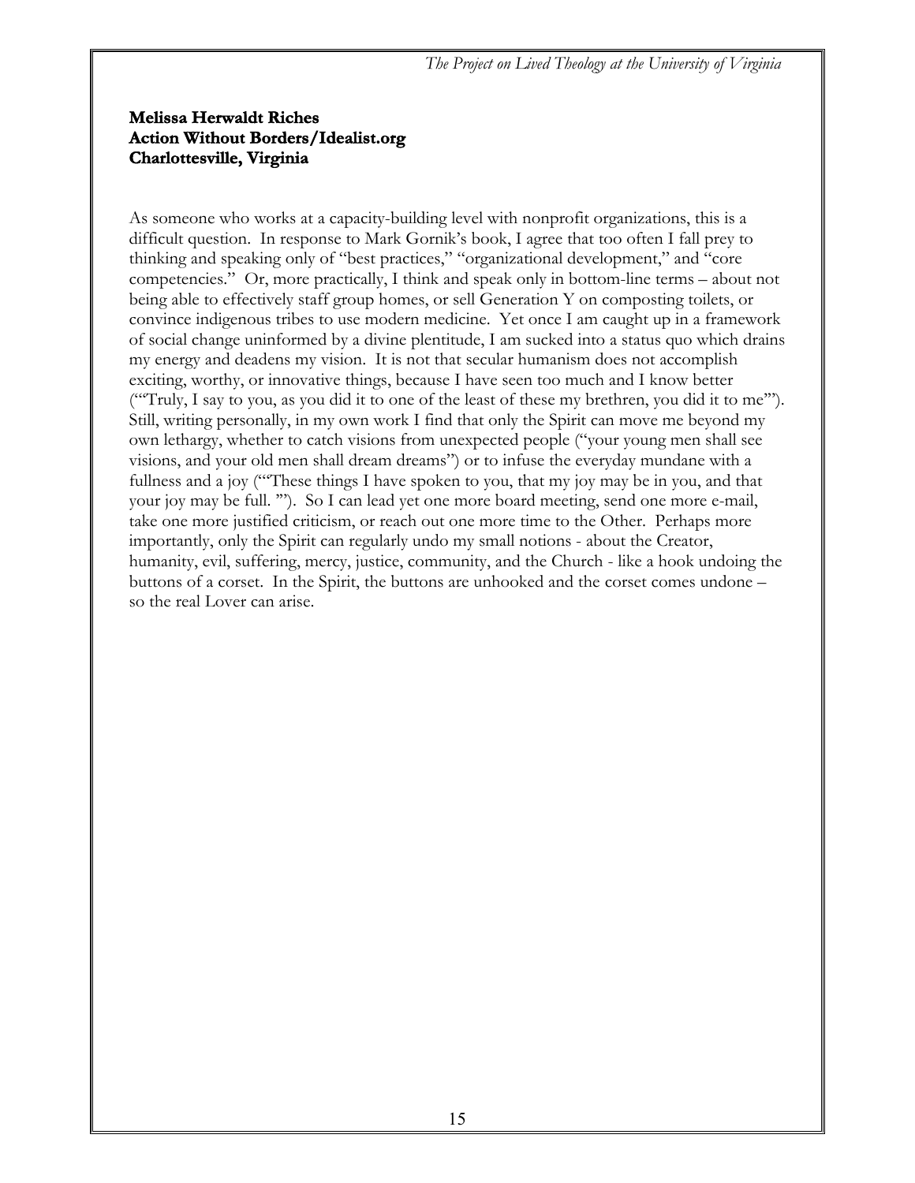**Melissa Herwaldt Riches**
**Action Without Borders/Idealist.org**
**Charlottesville, Virginia**

As someone who works at a capacity-building level with nonprofit organizations, this is a difficult question. In response to Mark Gornik's book, I agree that too often I fall prey to thinking and speaking only of "best practices," "organizational development," and "core competencies." Or, more practically, I think and speak only in bottom-line terms – about not being able to effectively staff group homes, or sell Generation Y on composting toilets, or convince indigenous tribes to use modern medicine. Yet once I am caught up in a framework of social change uninformed by a divine plentitude, I am sucked into a status quo which drains my energy and deadens my vision. It is not that secular humanism does not accomplish exciting, worthy, or innovative things, because I have seen too much and I know better ("'Truly, I say to you, as you did it to one of the least of these my brethren, you did it to me'"). Still, writing personally, in my own work I find that only the Spirit can move me beyond my own lethargy, whether to catch visions from unexpected people ("your young men shall see visions, and your old men shall dream dreams") or to infuse the everyday mundane with a fullness and a joy ("'These things I have spoken to you, that my joy may be in you, and that your joy may be full. '"). So I can lead yet one more board meeting, send one more e-mail, take one more justified criticism, or reach out one more time to the Other. Perhaps more importantly, only the Spirit can regularly undo my small notions - about the Creator, humanity, evil, suffering, mercy, justice, community, and the Church - like a hook undoing the buttons of a corset. In the Spirit, the buttons are unhooked and the corset comes undone – so the real Lover can arise.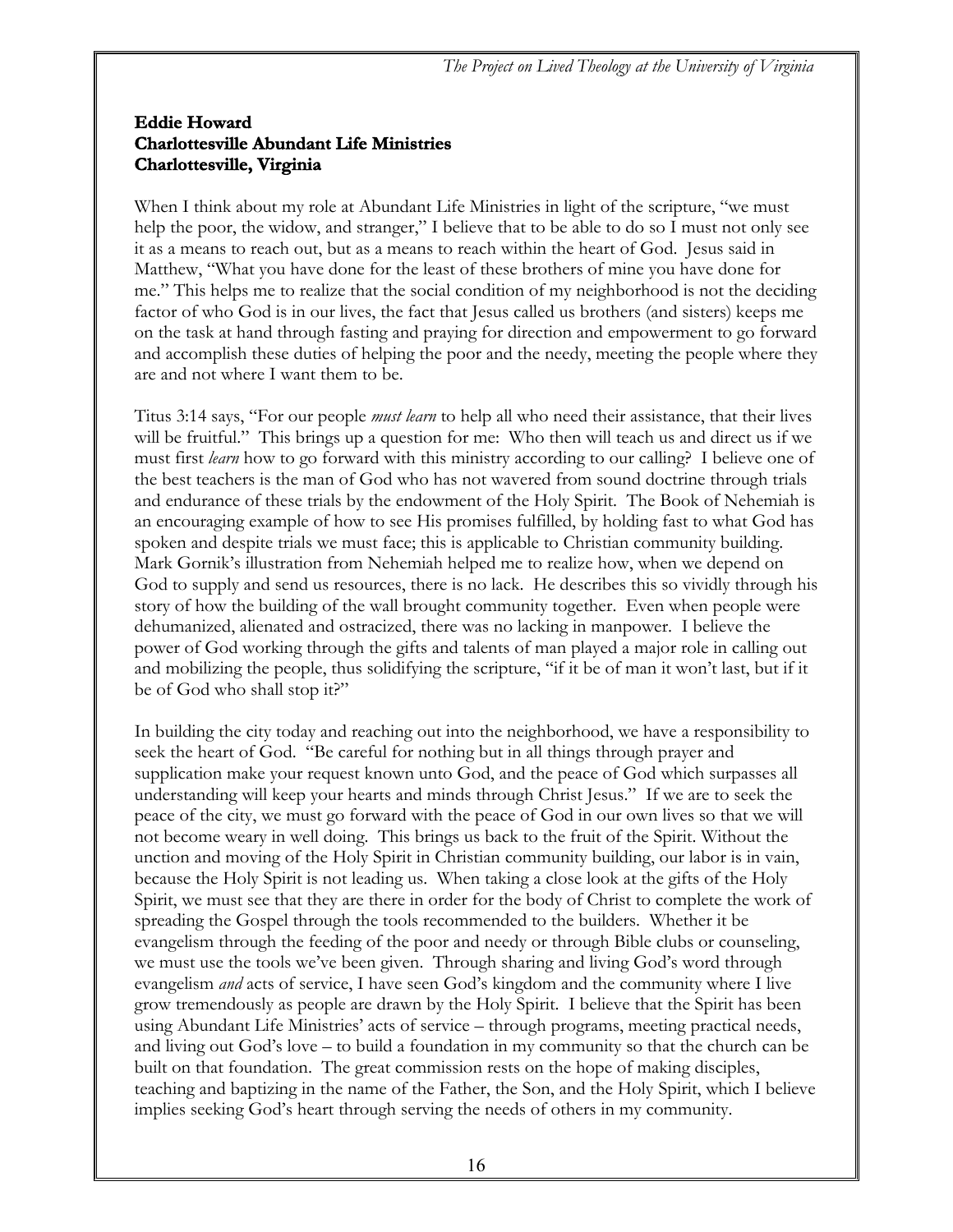**Eddie Howard**
**Charlottesville Abundant Life Ministries**
**Charlottesville, Virginia**

When I think about my role at Abundant Life Ministries in light of the scripture, "we must help the poor, the widow, and stranger," I believe that to be able to do so I must not only see it as a means to reach out, but as a means to reach within the heart of God. Jesus said in Matthew, "What you have done for the least of these brothers of mine you have done for me." This helps me to realize that the social condition of my neighborhood is not the deciding factor of who God is in our lives, the fact that Jesus called us brothers (and sisters) keeps me on the task at hand through fasting and praying for direction and empowerment to go forward and accomplish these duties of helping the poor and the needy, meeting the people where they are and not where I want them to be.

Titus 3:14 says, "For our people *must learn* to help all who need their assistance, that their lives will be fruitful." This brings up a question for me: Who then will teach us and direct us if we must first *learn* how to go forward with this ministry according to our calling? I believe one of the best teachers is the man of God who has not wavered from sound doctrine through trials and endurance of these trials by the endowment of the Holy Spirit. The Book of Nehemiah is an encouraging example of how to see His promises fulfilled, by holding fast to what God has spoken and despite trials we must face; this is applicable to Christian community building. Mark Gornik's illustration from Nehemiah helped me to realize how, when we depend on God to supply and send us resources, there is no lack. He describes this so vividly through his story of how the building of the wall brought community together. Even when people were dehumanized, alienated and ostracized, there was no lacking in manpower. I believe the power of God working through the gifts and talents of man played a major role in calling out and mobilizing the people, thus solidifying the scripture, "if it be of man it won't last, but if it be of God who shall stop it?"

In building the city today and reaching out into the neighborhood, we have a responsibility to seek the heart of God. "Be careful for nothing but in all things through prayer and supplication make your request known unto God, and the peace of God which surpasses all understanding will keep your hearts and minds through Christ Jesus." If we are to seek the peace of the city, we must go forward with the peace of God in our own lives so that we will not become weary in well doing. This brings us back to the fruit of the Spirit. Without the unction and moving of the Holy Spirit in Christian community building, our labor is in vain, because the Holy Spirit is not leading us. When taking a close look at the gifts of the Holy Spirit, we must see that they are there in order for the body of Christ to complete the work of spreading the Gospel through the tools recommended to the builders. Whether it be evangelism through the feeding of the poor and needy or through Bible clubs or counseling, we must use the tools we've been given. Through sharing and living God's word through evangelism *and* acts of service, I have seen God's kingdom and the community where I live grow tremendously as people are drawn by the Holy Spirit. I believe that the Spirit has been using Abundant Life Ministries' acts of service – through programs, meeting practical needs, and living out God's love – to build a foundation in my community so that the church can be built on that foundation. The great commission rests on the hope of making disciples, teaching and baptizing in the name of the Father, the Son, and the Holy Spirit, which I believe implies seeking God's heart through serving the needs of others in my community.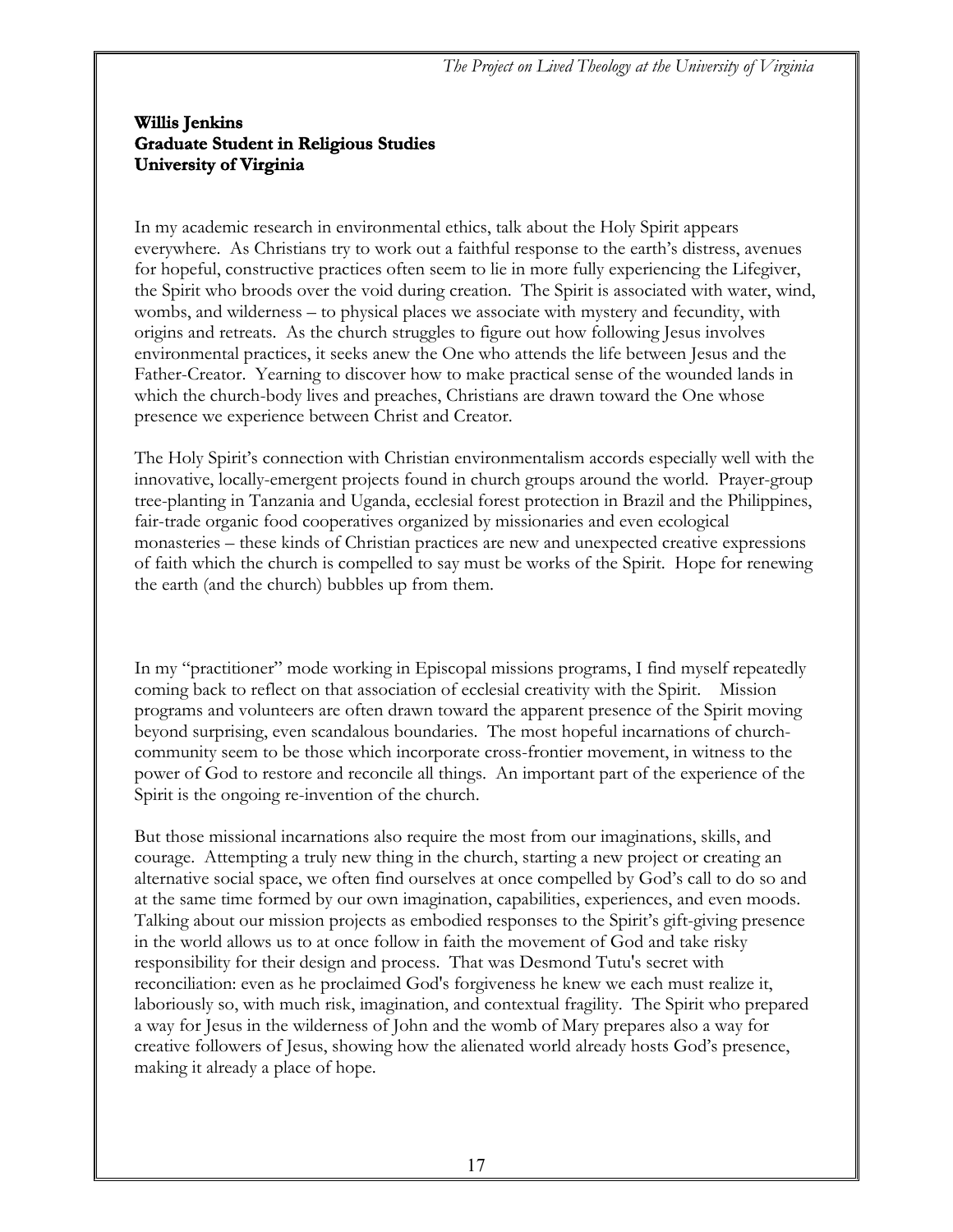**Willis Jenkins**
**Graduate Student in Religious Studies**
**University of Virginia**

In my academic research in environmental ethics, talk about the Holy Spirit appears everywhere. As Christians try to work out a faithful response to the earth's distress, avenues for hopeful, constructive practices often seem to lie in more fully experiencing the Lifegiver, the Spirit who broods over the void during creation. The Spirit is associated with water, wind, wombs, and wilderness – to physical places we associate with mystery and fecundity, with origins and retreats. As the church struggles to figure out how following Jesus involves environmental practices, it seeks anew the One who attends the life between Jesus and the Father-Creator. Yearning to discover how to make practical sense of the wounded lands in which the church-body lives and preaches, Christians are drawn toward the One whose presence we experience between Christ and Creator.

The Holy Spirit's connection with Christian environmentalism accords especially well with the innovative, locally-emergent projects found in church groups around the world. Prayer-group tree-planting in Tanzania and Uganda, ecclesial forest protection in Brazil and the Philippines, fair-trade organic food cooperatives organized by missionaries and even ecological monasteries – these kinds of Christian practices are new and unexpected creative expressions of faith which the church is compelled to say must be works of the Spirit. Hope for renewing the earth (and the church) bubbles up from them.

In my "practitioner" mode working in Episcopal missions programs, I find myself repeatedly coming back to reflect on that association of ecclesial creativity with the Spirit. Mission programs and volunteers are often drawn toward the apparent presence of the Spirit moving beyond surprising, even scandalous boundaries. The most hopeful incarnations of church-community seem to be those which incorporate cross-frontier movement, in witness to the power of God to restore and reconcile all things. An important part of the experience of the Spirit is the ongoing re-invention of the church.

But those missional incarnations also require the most from our imaginations, skills, and courage. Attempting a truly new thing in the church, starting a new project or creating an alternative social space, we often find ourselves at once compelled by God's call to do so and at the same time formed by our own imagination, capabilities, experiences, and even moods. Talking about our mission projects as embodied responses to the Spirit's gift-giving presence in the world allows us to at once follow in faith the movement of God and take risky responsibility for their design and process. That was Desmond Tutu's secret with reconciliation: even as he proclaimed God's forgiveness he knew we each must realize it, laboriously so, with much risk, imagination, and contextual fragility. The Spirit who prepared a way for Jesus in the wilderness of John and the womb of Mary prepares also a way for creative followers of Jesus, showing how the alienated world already hosts God's presence, making it already a place of hope.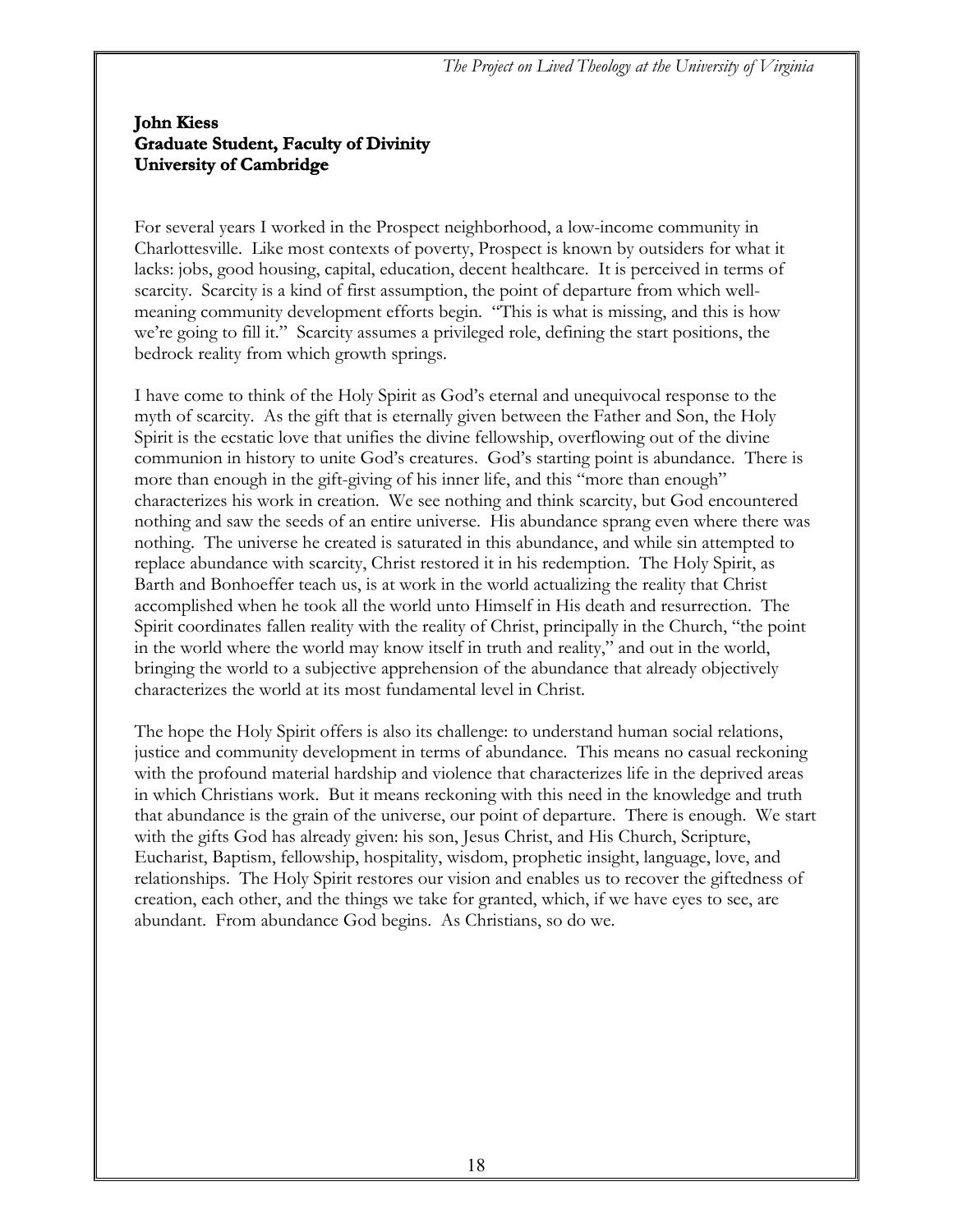**John Kiess**
**Graduate Student, Faculty of Divinity**
**University of Cambridge**

For several years I worked in the Prospect neighborhood, a low-income community in Charlottesville. Like most contexts of poverty, Prospect is known by outsiders for what it lacks: jobs, good housing, capital, education, decent healthcare. It is perceived in terms of scarcity. Scarcity is a kind of first assumption, the point of departure from which well-meaning community development efforts begin. "This is what is missing, and this is how we're going to fill it." Scarcity assumes a privileged role, defining the start positions, the bedrock reality from which growth springs.

I have come to think of the Holy Spirit as God's eternal and unequivocal response to the myth of scarcity. As the gift that is eternally given between the Father and Son, the Holy Spirit is the ecstatic love that unifies the divine fellowship, overflowing out of the divine communion in history to unite God's creatures. God's starting point is abundance. There is more than enough in the gift-giving of his inner life, and this "more than enough" characterizes his work in creation. We see nothing and think scarcity, but God encountered nothing and saw the seeds of an entire universe. His abundance sprang even where there was nothing. The universe he created is saturated in this abundance, and while sin attempted to replace abundance with scarcity, Christ restored it in his redemption. The Holy Spirit, as Barth and Bonhoeffer teach us, is at work in the world actualizing the reality that Christ accomplished when he took all the world unto Himself in His death and resurrection. The Spirit coordinates fallen reality with the reality of Christ, principally in the Church, "the point in the world where the world may know itself in truth and reality," and out in the world, bringing the world to a subjective apprehension of the abundance that already objectively characterizes the world at its most fundamental level in Christ.

The hope the Holy Spirit offers is also its challenge: to understand human social relations, justice and community development in terms of abundance. This means no casual reckoning with the profound material hardship and violence that characterizes life in the deprived areas in which Christians work. But it means reckoning with this need in the knowledge and truth that abundance is the grain of the universe, our point of departure. There is enough. We start with the gifts God has already given: his son, Jesus Christ, and His Church, Scripture, Eucharist, Baptism, fellowship, hospitality, wisdom, prophetic insight, language, love, and relationships. The Holy Spirit restores our vision and enables us to recover the giftedness of creation, each other, and the things we take for granted, which, if we have eyes to see, are abundant. From abundance God begins. As Christians, so do we.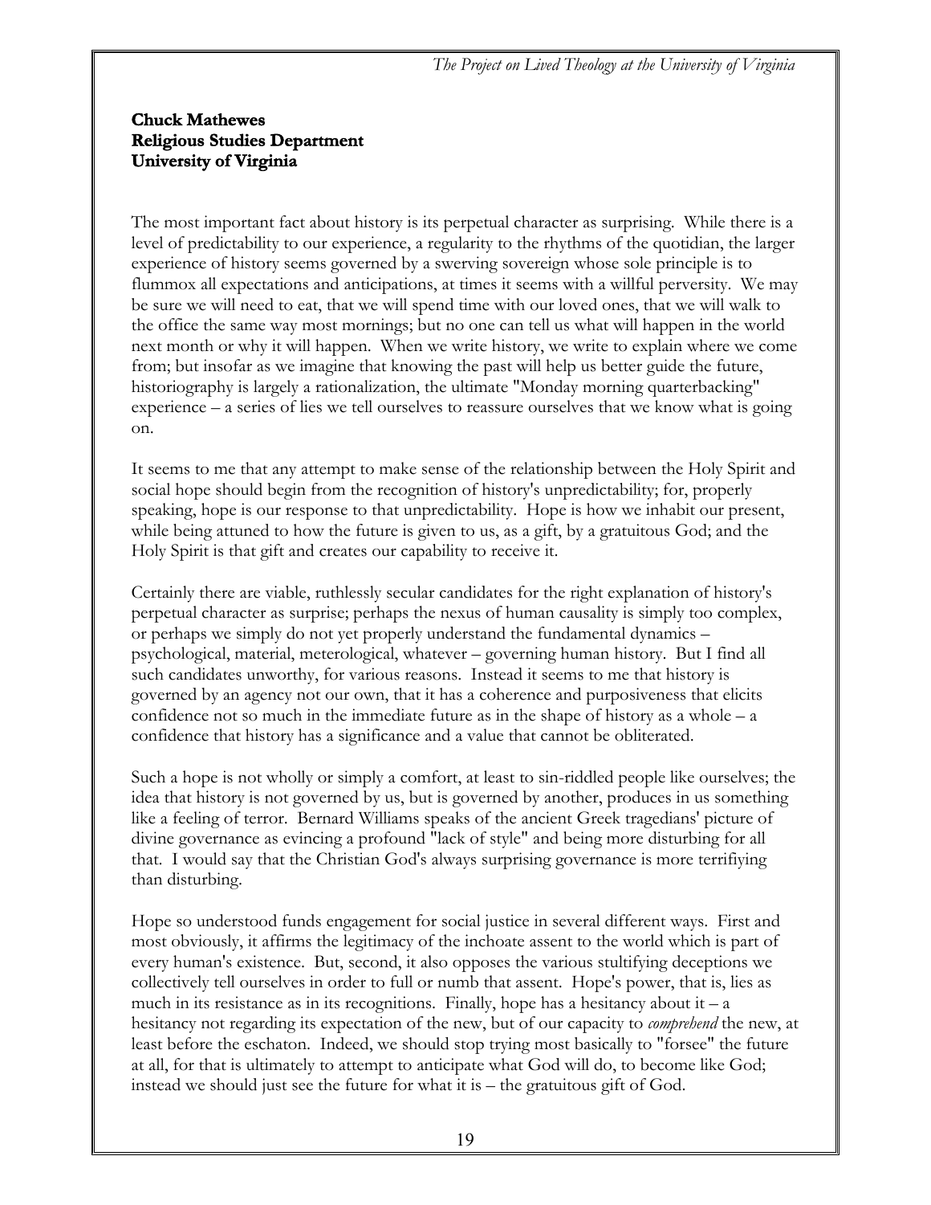**Chuck Mathewes**
**Religious Studies Department**
**University of Virginia**

The most important fact about history is its perpetual character as surprising. While there is a level of predictability to our experience, a regularity to the rhythms of the quotidian, the larger experience of history seems governed by a swerving sovereign whose sole principle is to flummox all expectations and anticipations, at times it seems with a willful perversity. We may be sure we will need to eat, that we will spend time with our loved ones, that we will walk to the office the same way most mornings; but no one can tell us what will happen in the world next month or why it will happen. When we write history, we write to explain where we come from; but insofar as we imagine that knowing the past will help us better guide the future, historiography is largely a rationalization, the ultimate "Monday morning quarterbacking" experience – a series of lies we tell ourselves to reassure ourselves that we know what is going on.

It seems to me that any attempt to make sense of the relationship between the Holy Spirit and social hope should begin from the recognition of history's unpredictability; for, properly speaking, hope is our response to that unpredictability. Hope is how we inhabit our present, while being attuned to how the future is given to us, as a gift, by a gratuitous God; and the Holy Spirit is that gift and creates our capability to receive it.

Certainly there are viable, ruthlessly secular candidates for the right explanation of history's perpetual character as surprise; perhaps the nexus of human causality is simply too complex, or perhaps we simply do not yet properly understand the fundamental dynamics – psychological, material, meterological, whatever – governing human history. But I find all such candidates unworthy, for various reasons. Instead it seems to me that history is governed by an agency not our own, that it has a coherence and purposiveness that elicits confidence not so much in the immediate future as in the shape of history as a whole – a confidence that history has a significance and a value that cannot be obliterated.

Such a hope is not wholly or simply a comfort, at least to sin-riddled people like ourselves; the idea that history is not governed by us, but is governed by another, produces in us something like a feeling of terror. Bernard Williams speaks of the ancient Greek tragedians' picture of divine governance as evincing a profound "lack of style" and being more disturbing for all that. I would say that the Christian God's always surprising governance is more terrifiying than disturbing.

Hope so understood funds engagement for social justice in several different ways. First and most obviously, it affirms the legitimacy of the inchoate assent to the world which is part of every human's existence. But, second, it also opposes the various stultifying deceptions we collectively tell ourselves in order to full or numb that assent. Hope's power, that is, lies as much in its resistance as in its recognitions. Finally, hope has a hesitancy about it – a hesitancy not regarding its expectation of the new, but of our capacity to *comprehend* the new, at least before the eschaton. Indeed, we should stop trying most basically to "forsee" the future at all, for that is ultimately to attempt to anticipate what God will do, to become like God; instead we should just see the future for what it is – the gratuitous gift of God.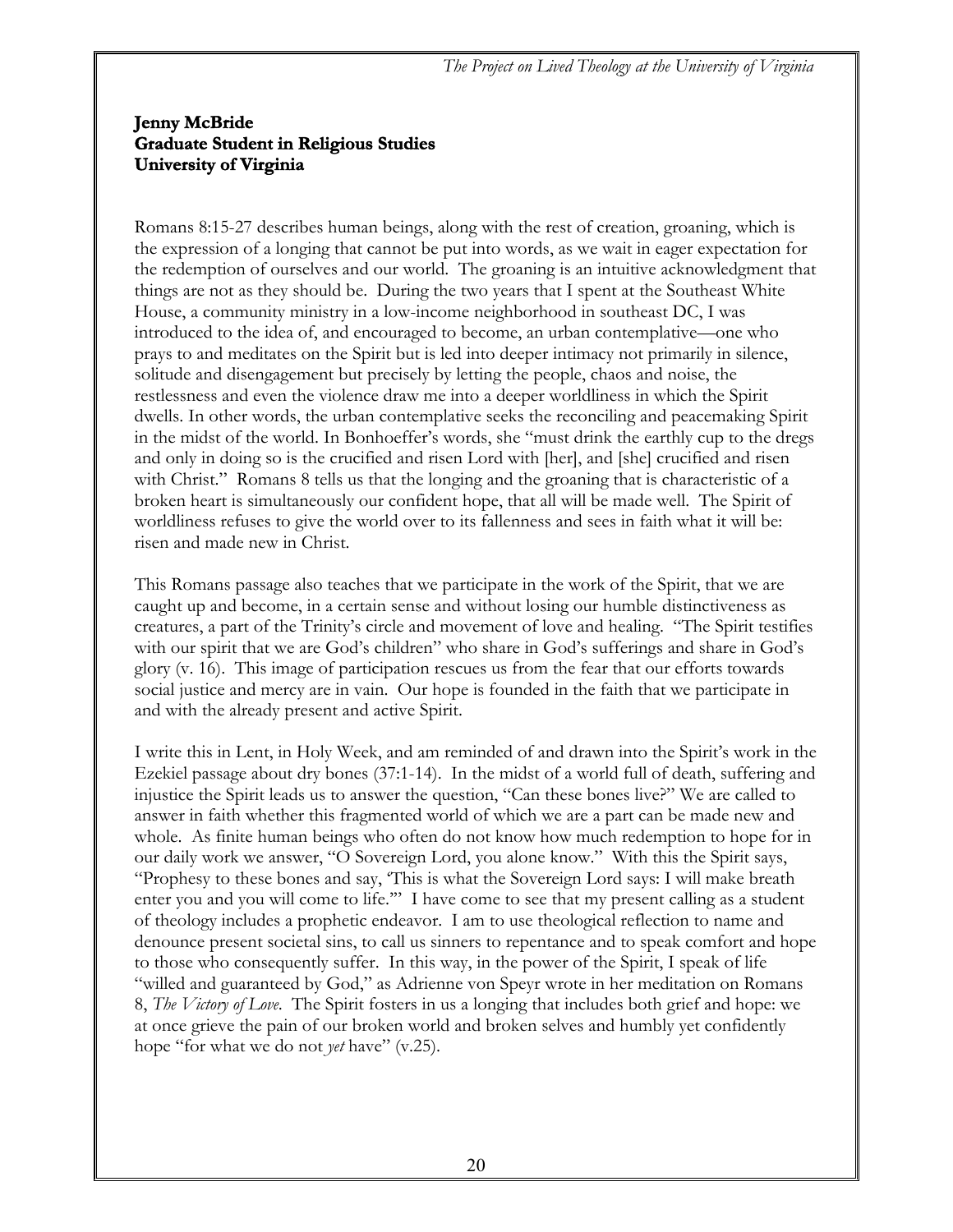**Jenny McBride**
**Graduate Student in Religious Studies**
**University of Virginia**

Romans 8:15-27 describes human beings, along with the rest of creation, groaning, which is the expression of a longing that cannot be put into words, as we wait in eager expectation for the redemption of ourselves and our world. The groaning is an intuitive acknowledgment that things are not as they should be. During the two years that I spent at the Southeast White House, a community ministry in a low-income neighborhood in southeast DC, I was introduced to the idea of, and encouraged to become, an urban contemplative—one who prays to and meditates on the Spirit but is led into deeper intimacy not primarily in silence, solitude and disengagement but precisely by letting the people, chaos and noise, the restlessness and even the violence draw me into a deeper worldliness in which the Spirit dwells. In other words, the urban contemplative seeks the reconciling and peacemaking Spirit in the midst of the world. In Bonhoeffer's words, she "must drink the earthly cup to the dregs and only in doing so is the crucified and risen Lord with [her], and [she] crucified and risen with Christ." Romans 8 tells us that the longing and the groaning that is characteristic of a broken heart is simultaneously our confident hope, that all will be made well. The Spirit of worldliness refuses to give the world over to its fallenness and sees in faith what it will be: risen and made new in Christ.

This Romans passage also teaches that we participate in the work of the Spirit, that we are caught up and become, in a certain sense and without losing our humble distinctiveness as creatures, a part of the Trinity's circle and movement of love and healing. "The Spirit testifies with our spirit that we are God's children" who share in God's sufferings and share in God's glory (v. 16). This image of participation rescues us from the fear that our efforts towards social justice and mercy are in vain. Our hope is founded in the faith that we participate in and with the already present and active Spirit.

I write this in Lent, in Holy Week, and am reminded of and drawn into the Spirit's work in the Ezekiel passage about dry bones (37:1-14). In the midst of a world full of death, suffering and injustice the Spirit leads us to answer the question, "Can these bones live?" We are called to answer in faith whether this fragmented world of which we are a part can be made new and whole. As finite human beings who often do not know how much redemption to hope for in our daily work we answer, "O Sovereign Lord, you alone know." With this the Spirit says, "Prophesy to these bones and say, 'This is what the Sovereign Lord says: I will make breath enter you and you will come to life.'" I have come to see that my present calling as a student of theology includes a prophetic endeavor. I am to use theological reflection to name and denounce present societal sins, to call us sinners to repentance and to speak comfort and hope to those who consequently suffer. In this way, in the power of the Spirit, I speak of life "willed and guaranteed by God," as Adrienne von Speyr wrote in her meditation on Romans 8, *The Victory of Love*. The Spirit fosters in us a longing that includes both grief and hope: we at once grieve the pain of our broken world and broken selves and humbly yet confidently hope "for what we do not *yet* have" (v.25).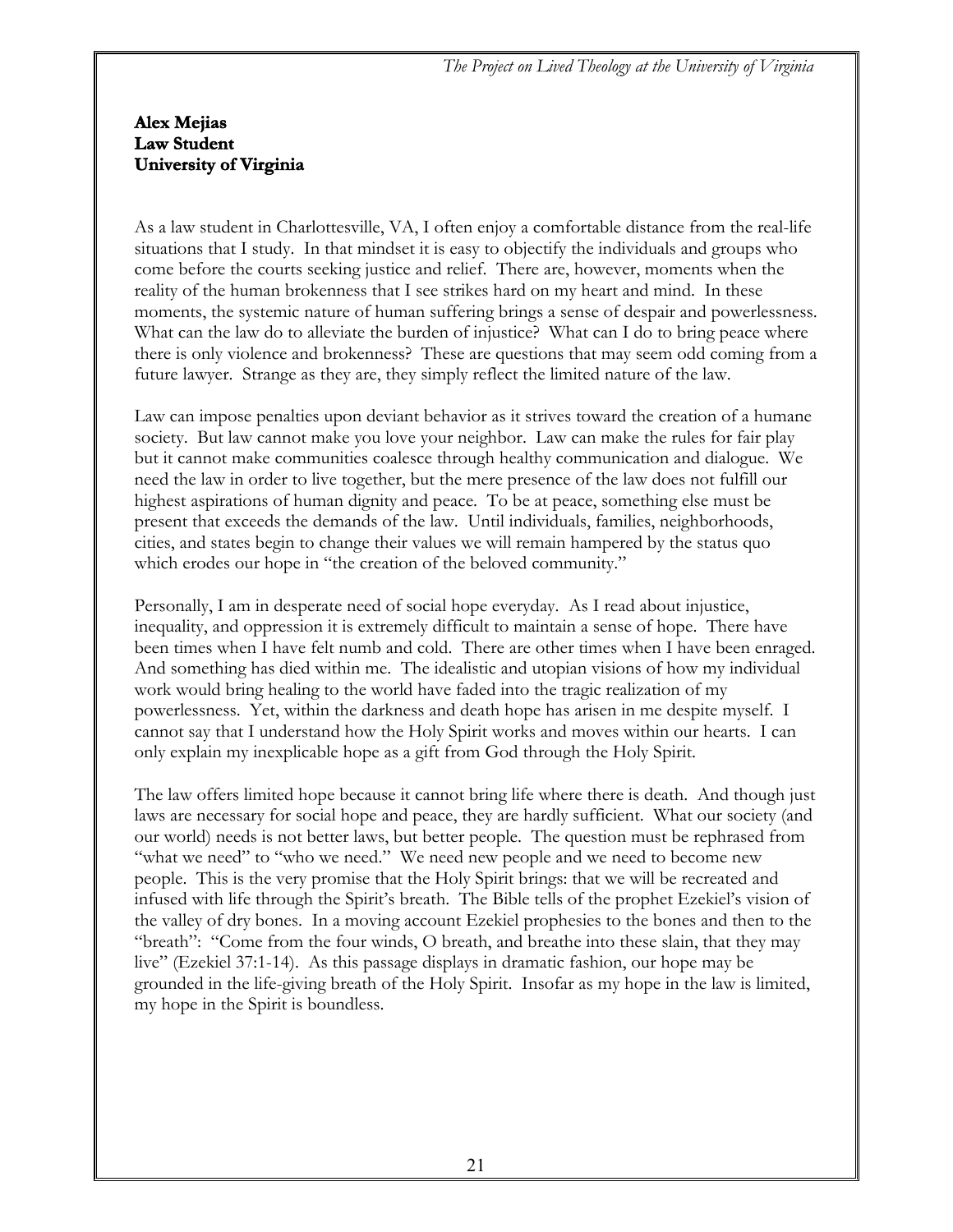**Alex Mejias**
**Law Student**
**University of Virginia**

As a law student in Charlottesville, VA, I often enjoy a comfortable distance from the real-life situations that I study. In that mindset it is easy to objectify the individuals and groups who come before the courts seeking justice and relief. There are, however, moments when the reality of the human brokenness that I see strikes hard on my heart and mind. In these moments, the systemic nature of human suffering brings a sense of despair and powerlessness. What can the law do to alleviate the burden of injustice? What can I do to bring peace where there is only violence and brokenness? These are questions that may seem odd coming from a future lawyer. Strange as they are, they simply reflect the limited nature of the law.

Law can impose penalties upon deviant behavior as it strives toward the creation of a humane society. But law cannot make you love your neighbor. Law can make the rules for fair play but it cannot make communities coalesce through healthy communication and dialogue. We need the law in order to live together, but the mere presence of the law does not fulfill our highest aspirations of human dignity and peace. To be at peace, something else must be present that exceeds the demands of the law. Until individuals, families, neighborhoods, cities, and states begin to change their values we will remain hampered by the status quo which erodes our hope in "the creation of the beloved community."

Personally, I am in desperate need of social hope everyday. As I read about injustice, inequality, and oppression it is extremely difficult to maintain a sense of hope. There have been times when I have felt numb and cold. There are other times when I have been enraged. And something has died within me. The idealistic and utopian visions of how my individual work would bring healing to the world have faded into the tragic realization of my powerlessness. Yet, within the darkness and death hope has arisen in me despite myself. I cannot say that I understand how the Holy Spirit works and moves within our hearts. I can only explain my inexplicable hope as a gift from God through the Holy Spirit.

The law offers limited hope because it cannot bring life where there is death. And though just laws are necessary for social hope and peace, they are hardly sufficient. What our society (and our world) needs is not better laws, but better people. The question must be rephrased from "what we need" to "who we need." We need new people and we need to become new people. This is the very promise that the Holy Spirit brings: that we will be recreated and infused with life through the Spirit's breath. The Bible tells of the prophet Ezekiel's vision of the valley of dry bones. In a moving account Ezekiel prophesies to the bones and then to the "breath": "Come from the four winds, O breath, and breathe into these slain, that they may live" (Ezekiel 37:1-14). As this passage displays in dramatic fashion, our hope may be grounded in the life-giving breath of the Holy Spirit. Insofar as my hope in the law is limited, my hope in the Spirit is boundless.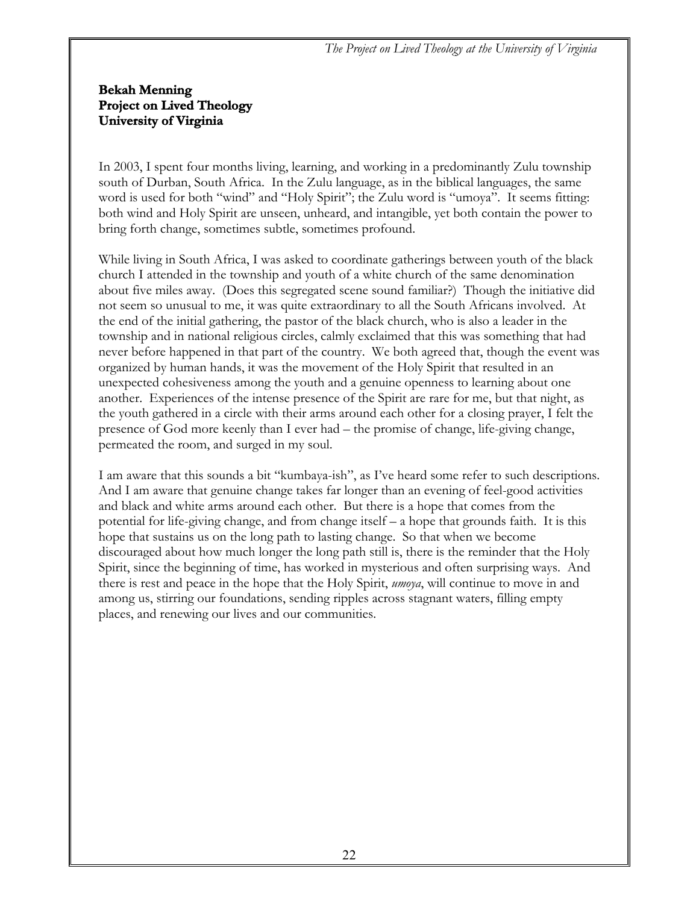**Bekah Menning**
**Project on Lived Theology**
**University of Virginia**

In 2003, I spent four months living, learning, and working in a predominantly Zulu township south of Durban, South Africa. In the Zulu language, as in the biblical languages, the same word is used for both "wind" and "Holy Spirit"; the Zulu word is "umoya". It seems fitting: both wind and Holy Spirit are unseen, unheard, and intangible, yet both contain the power to bring forth change, sometimes subtle, sometimes profound.

While living in South Africa, I was asked to coordinate gatherings between youth of the black church I attended in the township and youth of a white church of the same denomination about five miles away. (Does this segregated scene sound familiar?) Though the initiative did not seem so unusual to me, it was quite extraordinary to all the South Africans involved. At the end of the initial gathering, the pastor of the black church, who is also a leader in the township and in national religious circles, calmly exclaimed that this was something that had never before happened in that part of the country. We both agreed that, though the event was organized by human hands, it was the movement of the Holy Spirit that resulted in an unexpected cohesiveness among the youth and a genuine openness to learning about one another. Experiences of the intense presence of the Spirit are rare for me, but that night, as the youth gathered in a circle with their arms around each other for a closing prayer, I felt the presence of God more keenly than I ever had – the promise of change, life-giving change, permeated the room, and surged in my soul.

I am aware that this sounds a bit "kumbaya-ish", as I've heard some refer to such descriptions. And I am aware that genuine change takes far longer than an evening of feel-good activities and black and white arms around each other. But there is a hope that comes from the potential for life-giving change, and from change itself – a hope that grounds faith. It is this hope that sustains us on the long path to lasting change. So that when we become discouraged about how much longer the long path still is, there is the reminder that the Holy Spirit, since the beginning of time, has worked in mysterious and often surprising ways. And there is rest and peace in the hope that the Holy Spirit, *umoya*, will continue to move in and among us, stirring our foundations, sending ripples across stagnant waters, filling empty places, and renewing our lives and our communities.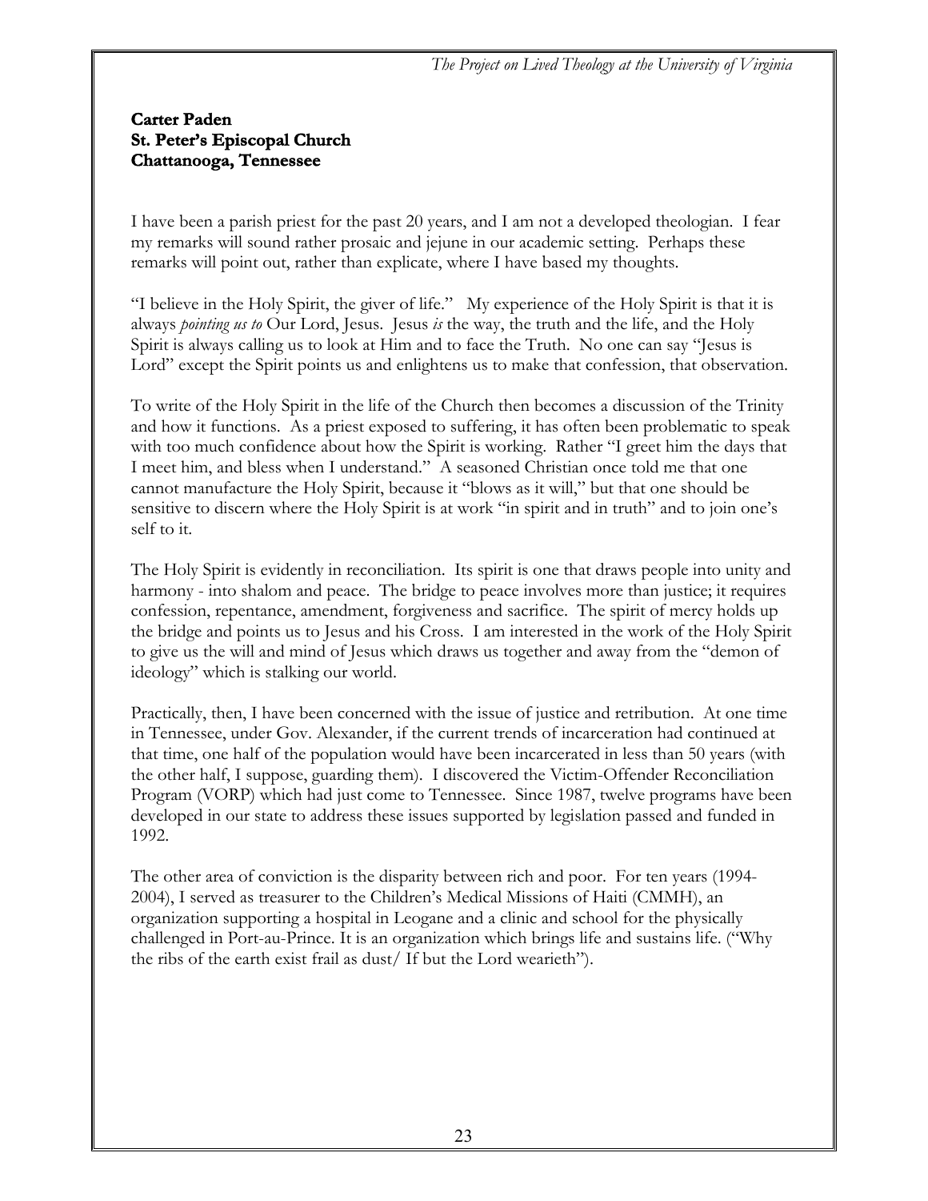**Carter Paden**
**St. Peter's Episcopal Church**
**Chattanooga, Tennessee**

I have been a parish priest for the past 20 years, and I am not a developed theologian. I fear my remarks will sound rather prosaic and jejune in our academic setting. Perhaps these remarks will point out, rather than explicate, where I have based my thoughts.

"I believe in the Holy Spirit, the giver of life." My experience of the Holy Spirit is that it is always *pointing us to* Our Lord, Jesus. Jesus *is* the way, the truth and the life, and the Holy Spirit is always calling us to look at Him and to face the Truth. No one can say "Jesus is Lord" except the Spirit points us and enlightens us to make that confession, that observation.

To write of the Holy Spirit in the life of the Church then becomes a discussion of the Trinity and how it functions. As a priest exposed to suffering, it has often been problematic to speak with too much confidence about how the Spirit is working. Rather "I greet him the days that I meet him, and bless when I understand." A seasoned Christian once told me that one cannot manufacture the Holy Spirit, because it "blows as it will," but that one should be sensitive to discern where the Holy Spirit is at work "in spirit and in truth" and to join one's self to it.

The Holy Spirit is evidently in reconciliation. Its spirit is one that draws people into unity and harmony - into shalom and peace. The bridge to peace involves more than justice; it requires confession, repentance, amendment, forgiveness and sacrifice. The spirit of mercy holds up the bridge and points us to Jesus and his Cross. I am interested in the work of the Holy Spirit to give us the will and mind of Jesus which draws us together and away from the "demon of ideology" which is stalking our world.

Practically, then, I have been concerned with the issue of justice and retribution. At one time in Tennessee, under Gov. Alexander, if the current trends of incarceration had continued at that time, one half of the population would have been incarcerated in less than 50 years (with the other half, I suppose, guarding them). I discovered the Victim-Offender Reconciliation Program (VORP) which had just come to Tennessee. Since 1987, twelve programs have been developed in our state to address these issues supported by legislation passed and funded in 1992.

The other area of conviction is the disparity between rich and poor. For ten years (1994-2004), I served as treasurer to the Children's Medical Missions of Haiti (CMMH), an organization supporting a hospital in Leogane and a clinic and school for the physically challenged in Port-au-Prince. It is an organization which brings life and sustains life. ("Why the ribs of the earth exist frail as dust/ If but the Lord wearieth").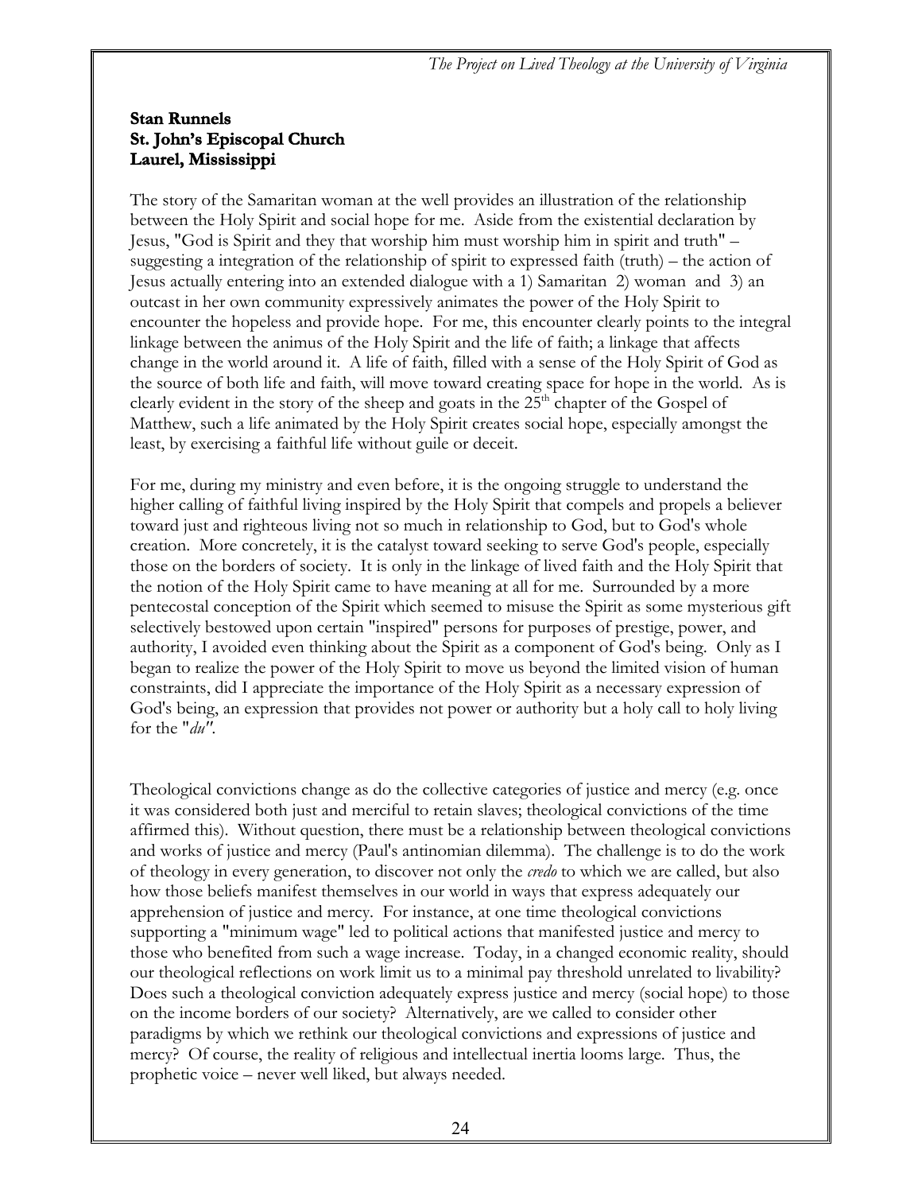**Stan Runnels**
**St. John's Episcopal Church**
**Laurel, Mississippi**

The story of the Samaritan woman at the well provides an illustration of the relationship between the Holy Spirit and social hope for me. Aside from the existential declaration by Jesus, "God is Spirit and they that worship him must worship him in spirit and truth" – suggesting a integration of the relationship of spirit to expressed faith (truth) – the action of Jesus actually entering into an extended dialogue with a 1) Samaritan 2) woman and 3) an outcast in her own community expressively animates the power of the Holy Spirit to encounter the hopeless and provide hope. For me, this encounter clearly points to the integral linkage between the animus of the Holy Spirit and the life of faith; a linkage that affects change in the world around it. A life of faith, filled with a sense of the Holy Spirit of God as the source of both life and faith, will move toward creating space for hope in the world. As is clearly evident in the story of the sheep and goats in the 25th chapter of the Gospel of Matthew, such a life animated by the Holy Spirit creates social hope, especially amongst the least, by exercising a faithful life without guile or deceit.

For me, during my ministry and even before, it is the ongoing struggle to understand the higher calling of faithful living inspired by the Holy Spirit that compels and propels a believer toward just and righteous living not so much in relationship to God, but to God's whole creation. More concretely, it is the catalyst toward seeking to serve God's people, especially those on the borders of society. It is only in the linkage of lived faith and the Holy Spirit that the notion of the Holy Spirit came to have meaning at all for me. Surrounded by a more pentecostal conception of the Spirit which seemed to misuse the Spirit as some mysterious gift selectively bestowed upon certain "inspired" persons for purposes of prestige, power, and authority, I avoided even thinking about the Spirit as a component of God's being. Only as I began to realize the power of the Holy Spirit to move us beyond the limited vision of human constraints, did I appreciate the importance of the Holy Spirit as a necessary expression of God's being, an expression that provides not power or authority but a holy call to holy living for the "*du*".

Theological convictions change as do the collective categories of justice and mercy (e.g. once it was considered both just and merciful to retain slaves; theological convictions of the time affirmed this). Without question, there must be a relationship between theological convictions and works of justice and mercy (Paul's antinomian dilemma). The challenge is to do the work of theology in every generation, to discover not only the *credo* to which we are called, but also how those beliefs manifest themselves in our world in ways that express adequately our apprehension of justice and mercy. For instance, at one time theological convictions supporting a "minimum wage" led to political actions that manifested justice and mercy to those who benefited from such a wage increase. Today, in a changed economic reality, should our theological reflections on work limit us to a minimal pay threshold unrelated to livability? Does such a theological conviction adequately express justice and mercy (social hope) to those on the income borders of our society? Alternatively, are we called to consider other paradigms by which we rethink our theological convictions and expressions of justice and mercy? Of course, the reality of religious and intellectual inertia looms large. Thus, the prophetic voice – never well liked, but always needed.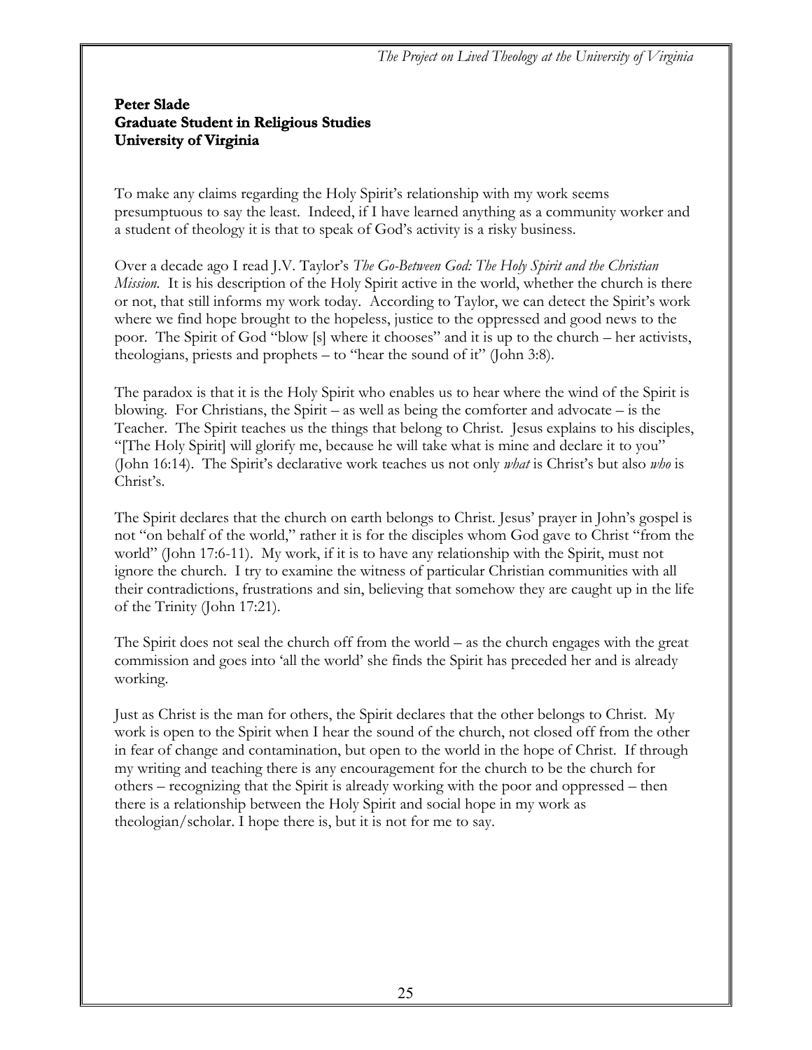**Peter Slade**
**Graduate Student in Religious Studies**
**University of Virginia**

To make any claims regarding the Holy Spirit's relationship with my work seems presumptuous to say the least. Indeed, if I have learned anything as a community worker and a student of theology it is that to speak of God's activity is a risky business.

Over a decade ago I read J.V. Taylor's *The Go-Between God: The Holy Spirit and the Christian Mission*. It is his description of the Holy Spirit active in the world, whether the church is there or not, that still informs my work today. According to Taylor, we can detect the Spirit's work where we find hope brought to the hopeless, justice to the oppressed and good news to the poor. The Spirit of God "blow [s] where it chooses" and it is up to the church – her activists, theologians, priests and prophets – to "hear the sound of it" (John 3:8).

The paradox is that it is the Holy Spirit who enables us to hear where the wind of the Spirit is blowing. For Christians, the Spirit – as well as being the comforter and advocate – is the Teacher. The Spirit teaches us the things that belong to Christ. Jesus explains to his disciples, "[The Holy Spirit] will glorify me, because he will take what is mine and declare it to you" (John 16:14). The Spirit's declarative work teaches us not only *what* is Christ's but also *who* is Christ's.

The Spirit declares that the church on earth belongs to Christ. Jesus' prayer in John's gospel is not "on behalf of the world," rather it is for the disciples whom God gave to Christ "from the world" (John 17:6-11). My work, if it is to have any relationship with the Spirit, must not ignore the church. I try to examine the witness of particular Christian communities with all their contradictions, frustrations and sin, believing that somehow they are caught up in the life of the Trinity (John 17:21).

The Spirit does not seal the church off from the world – as the church engages with the great commission and goes into 'all the world' she finds the Spirit has preceded her and is already working.

Just as Christ is the man for others, the Spirit declares that the other belongs to Christ. My work is open to the Spirit when I hear the sound of the church, not closed off from the other in fear of change and contamination, but open to the world in the hope of Christ. If through my writing and teaching there is any encouragement for the church to be the church for others – recognizing that the Spirit is already working with the poor and oppressed – then there is a relationship between the Holy Spirit and social hope in my work as theologian/scholar. I hope there is, but it is not for me to say.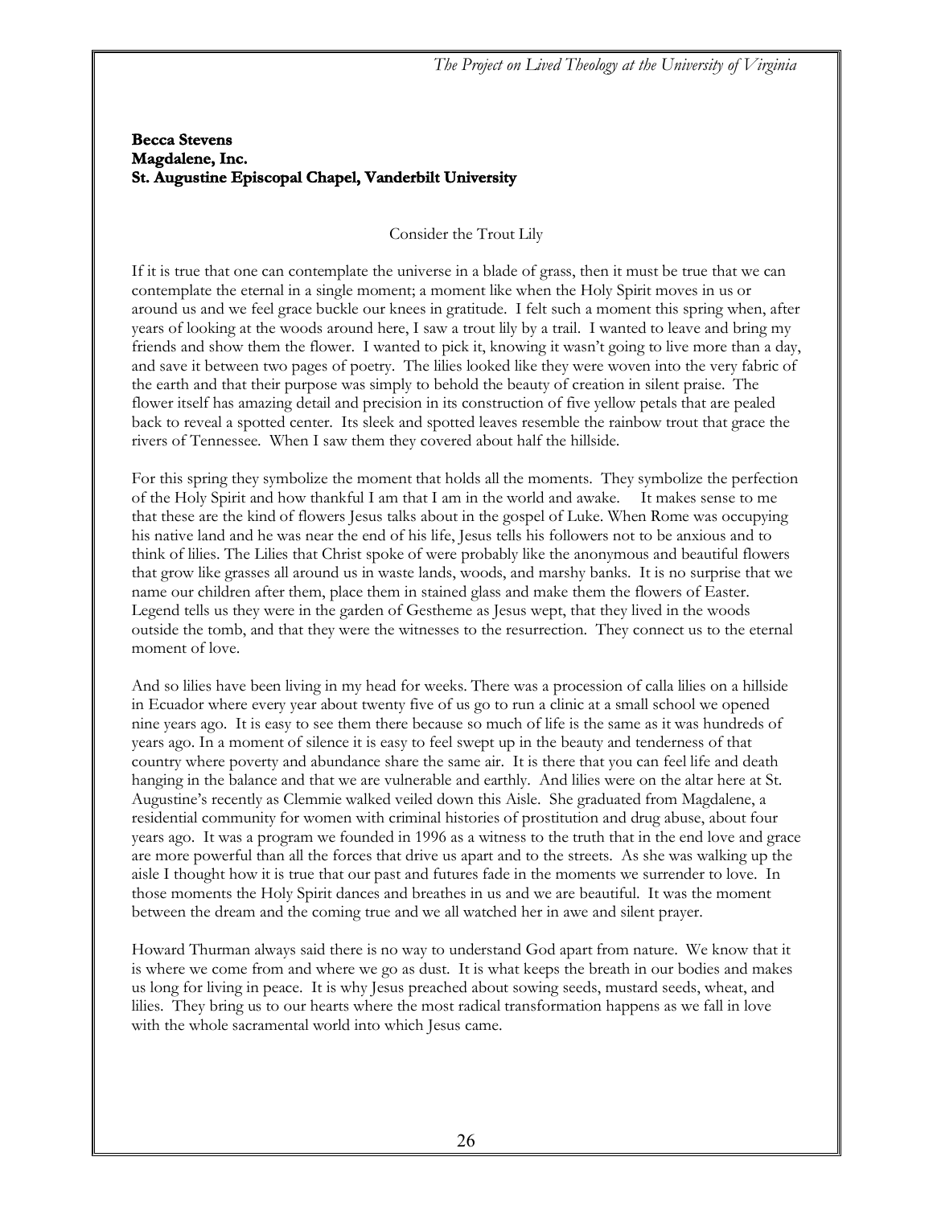**Becca Stevens**
**Magdalene, Inc.**
**St. Augustine Episcopal Chapel, Vanderbilt University**

Consider the Trout Lily

If it is true that one can contemplate the universe in a blade of grass, then it must be true that we can contemplate the eternal in a single moment; a moment like when the Holy Spirit moves in us or around us and we feel grace buckle our knees in gratitude. I felt such a moment this spring when, after years of looking at the woods around here, I saw a trout lily by a trail. I wanted to leave and bring my friends and show them the flower. I wanted to pick it, knowing it wasn't going to live more than a day, and save it between two pages of poetry. The lilies looked like they were woven into the very fabric of the earth and that their purpose was simply to behold the beauty of creation in silent praise. The flower itself has amazing detail and precision in its construction of five yellow petals that are pealed back to reveal a spotted center. Its sleek and spotted leaves resemble the rainbow trout that grace the rivers of Tennessee. When I saw them they covered about half the hillside.

For this spring they symbolize the moment that holds all the moments. They symbolize the perfection of the Holy Spirit and how thankful I am that I am in the world and awake. It makes sense to me that these are the kind of flowers Jesus talks about in the gospel of Luke. When Rome was occupying his native land and he was near the end of his life, Jesus tells his followers not to be anxious and to think of lilies. The Lilies that Christ spoke of were probably like the anonymous and beautiful flowers that grow like grasses all around us in waste lands, woods, and marshy banks. It is no surprise that we name our children after them, place them in stained glass and make them the flowers of Easter. Legend tells us they were in the garden of Gestheme as Jesus wept, that they lived in the woods outside the tomb, and that they were the witnesses to the resurrection. They connect us to the eternal moment of love.

And so lilies have been living in my head for weeks. There was a procession of calla lilies on a hillside in Ecuador where every year about twenty five of us go to run a clinic at a small school we opened nine years ago. It is easy to see them there because so much of life is the same as it was hundreds of years ago. In a moment of silence it is easy to feel swept up in the beauty and tenderness of that country where poverty and abundance share the same air. It is there that you can feel life and death hanging in the balance and that we are vulnerable and earthly. And lilies were on the altar here at St. Augustine's recently as Clemmie walked veiled down this Aisle. She graduated from Magdalene, a residential community for women with criminal histories of prostitution and drug abuse, about four years ago. It was a program we founded in 1996 as a witness to the truth that in the end love and grace are more powerful than all the forces that drive us apart and to the streets. As she was walking up the aisle I thought how it is true that our past and futures fade in the moments we surrender to love. In those moments the Holy Spirit dances and breathes in us and we are beautiful. It was the moment between the dream and the coming true and we all watched her in awe and silent prayer.

Howard Thurman always said there is no way to understand God apart from nature. We know that it is where we come from and where we go as dust. It is what keeps the breath in our bodies and makes us long for living in peace. It is why Jesus preached about sowing seeds, mustard seeds, wheat, and lilies. They bring us to our hearts where the most radical transformation happens as we fall in love with the whole sacramental world into which Jesus came.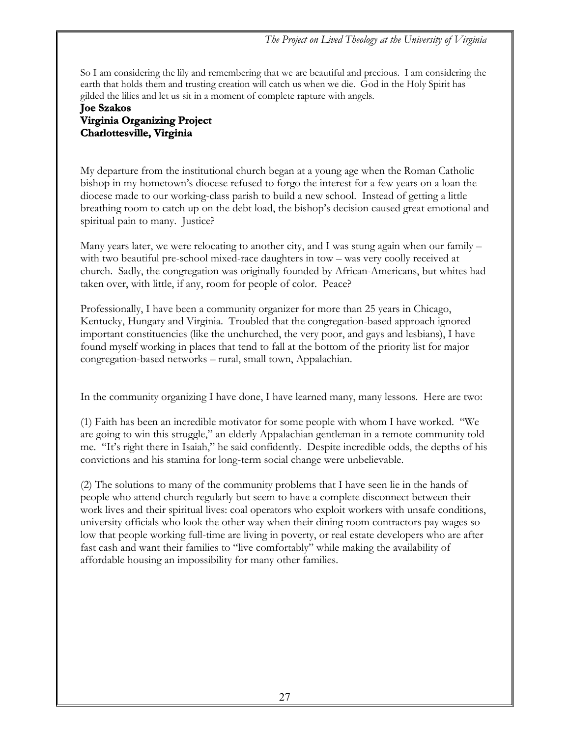So I am considering the lily and remembering that we are beautiful and precious. I am considering the earth that holds them and trusting creation will catch us when we die. God in the Holy Spirit has gilded the lilies and let us sit in a moment of complete rapture with angels.

**Joe Szakos**
**Virginia Organizing Project**
**Charlottesville, Virginia**

My departure from the institutional church began at a young age when the Roman Catholic bishop in my hometown's diocese refused to forgo the interest for a few years on a loan the diocese made to our working-class parish to build a new school. Instead of getting a little breathing room to catch up on the debt load, the bishop's decision caused great emotional and spiritual pain to many. Justice?

Many years later, we were relocating to another city, and I was stung again when our family – with two beautiful pre-school mixed-race daughters in tow – was very coolly received at church. Sadly, the congregation was originally founded by African-Americans, but whites had taken over, with little, if any, room for people of color. Peace?

Professionally, I have been a community organizer for more than 25 years in Chicago, Kentucky, Hungary and Virginia. Troubled that the congregation-based approach ignored important constituencies (like the unchurched, the very poor, and gays and lesbians), I have found myself working in places that tend to fall at the bottom of the priority list for major congregation-based networks – rural, small town, Appalachian.

In the community organizing I have done, I have learned many, many lessons. Here are two:

(1) Faith has been an incredible motivator for some people with whom I have worked. "We are going to win this struggle," an elderly Appalachian gentleman in a remote community told me. "It's right there in Isaiah," he said confidently. Despite incredible odds, the depths of his convictions and his stamina for long-term social change were unbelievable.

(2) The solutions to many of the community problems that I have seen lie in the hands of people who attend church regularly but seem to have a complete disconnect between their work lives and their spiritual lives: coal operators who exploit workers with unsafe conditions, university officials who look the other way when their dining room contractors pay wages so low that people working full-time are living in poverty, or real estate developers who are after fast cash and want their families to "live comfortably" while making the availability of affordable housing an impossibility for many other families.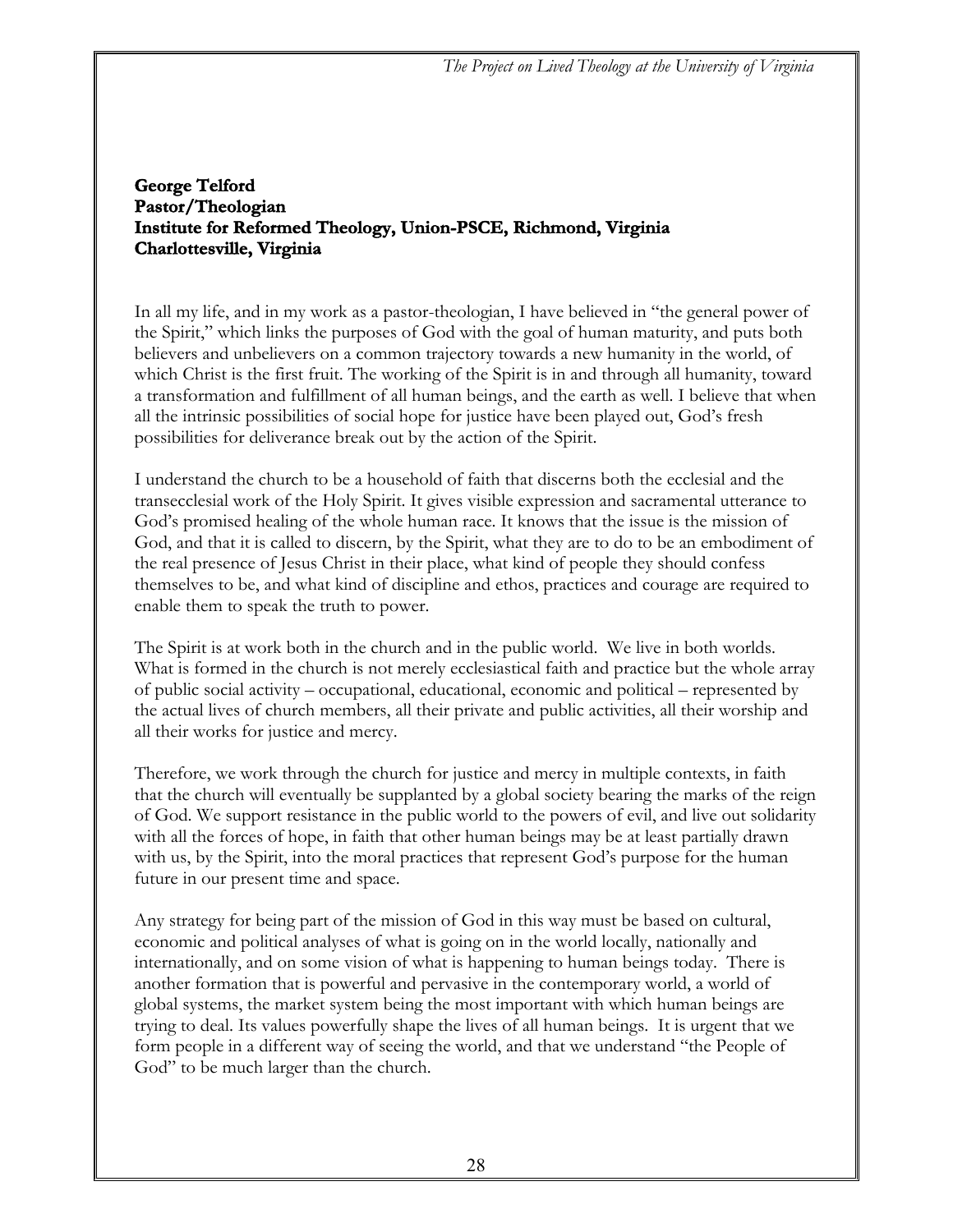**George Telford**
**Pastor/Theologian**
**Institute for Reformed Theology, Union-PSCE, Richmond, Virginia**
**Charlottesville, Virginia**

In all my life, and in my work as a pastor-theologian, I have believed in "the general power of the Spirit," which links the purposes of God with the goal of human maturity, and puts both believers and unbelievers on a common trajectory towards a new humanity in the world, of which Christ is the first fruit. The working of the Spirit is in and through all humanity, toward a transformation and fulfillment of all human beings, and the earth as well. I believe that when all the intrinsic possibilities of social hope for justice have been played out, God's fresh possibilities for deliverance break out by the action of the Spirit.

I understand the church to be a household of faith that discerns both the ecclesial and the transecclesial work of the Holy Spirit. It gives visible expression and sacramental utterance to God's promised healing of the whole human race. It knows that the issue is the mission of God, and that it is called to discern, by the Spirit, what they are to do to be an embodiment of the real presence of Jesus Christ in their place, what kind of people they should confess themselves to be, and what kind of discipline and ethos, practices and courage are required to enable them to speak the truth to power.

The Spirit is at work both in the church and in the public world. We live in both worlds. What is formed in the church is not merely ecclesiastical faith and practice but the whole array of public social activity – occupational, educational, economic and political – represented by the actual lives of church members, all their private and public activities, all their worship and all their works for justice and mercy.

Therefore, we work through the church for justice and mercy in multiple contexts, in faith that the church will eventually be supplanted by a global society bearing the marks of the reign of God. We support resistance in the public world to the powers of evil, and live out solidarity with all the forces of hope, in faith that other human beings may be at least partially drawn with us, by the Spirit, into the moral practices that represent God's purpose for the human future in our present time and space.

Any strategy for being part of the mission of God in this way must be based on cultural, economic and political analyses of what is going on in the world locally, nationally and internationally, and on some vision of what is happening to human beings today. There is another formation that is powerful and pervasive in the contemporary world, a world of global systems, the market system being the most important with which human beings are trying to deal. Its values powerfully shape the lives of all human beings. It is urgent that we form people in a different way of seeing the world, and that we understand "the People of God" to be much larger than the church.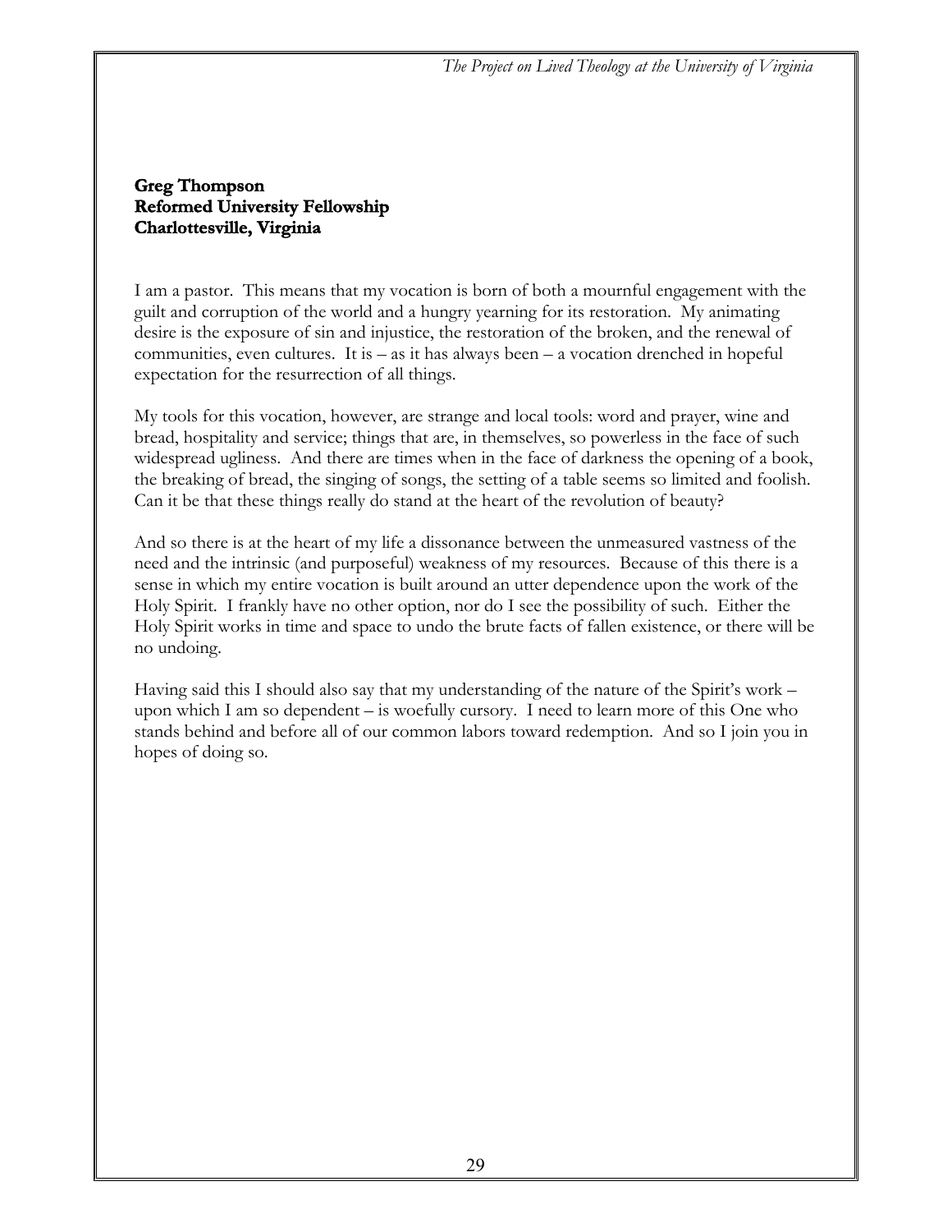**Greg Thompson**
**Reformed University Fellowship**
**Charlottesville, Virginia**

I am a pastor. This means that my vocation is born of both a mournful engagement with the guilt and corruption of the world and a hungry yearning for its restoration. My animating desire is the exposure of sin and injustice, the restoration of the broken, and the renewal of communities, even cultures. It is – as it has always been – a vocation drenched in hopeful expectation for the resurrection of all things.

My tools for this vocation, however, are strange and local tools: word and prayer, wine and bread, hospitality and service; things that are, in themselves, so powerless in the face of such widespread ugliness. And there are times when in the face of darkness the opening of a book, the breaking of bread, the singing of songs, the setting of a table seems so limited and foolish. Can it be that these things really do stand at the heart of the revolution of beauty?

And so there is at the heart of my life a dissonance between the unmeasured vastness of the need and the intrinsic (and purposeful) weakness of my resources. Because of this there is a sense in which my entire vocation is built around an utter dependence upon the work of the Holy Spirit. I frankly have no other option, nor do I see the possibility of such. Either the Holy Spirit works in time and space to undo the brute facts of fallen existence, or there will be no undoing.

Having said this I should also say that my understanding of the nature of the Spirit's work – upon which I am so dependent – is woefully cursory. I need to learn more of this One who stands behind and before all of our common labors toward redemption. And so I join you in hopes of doing so.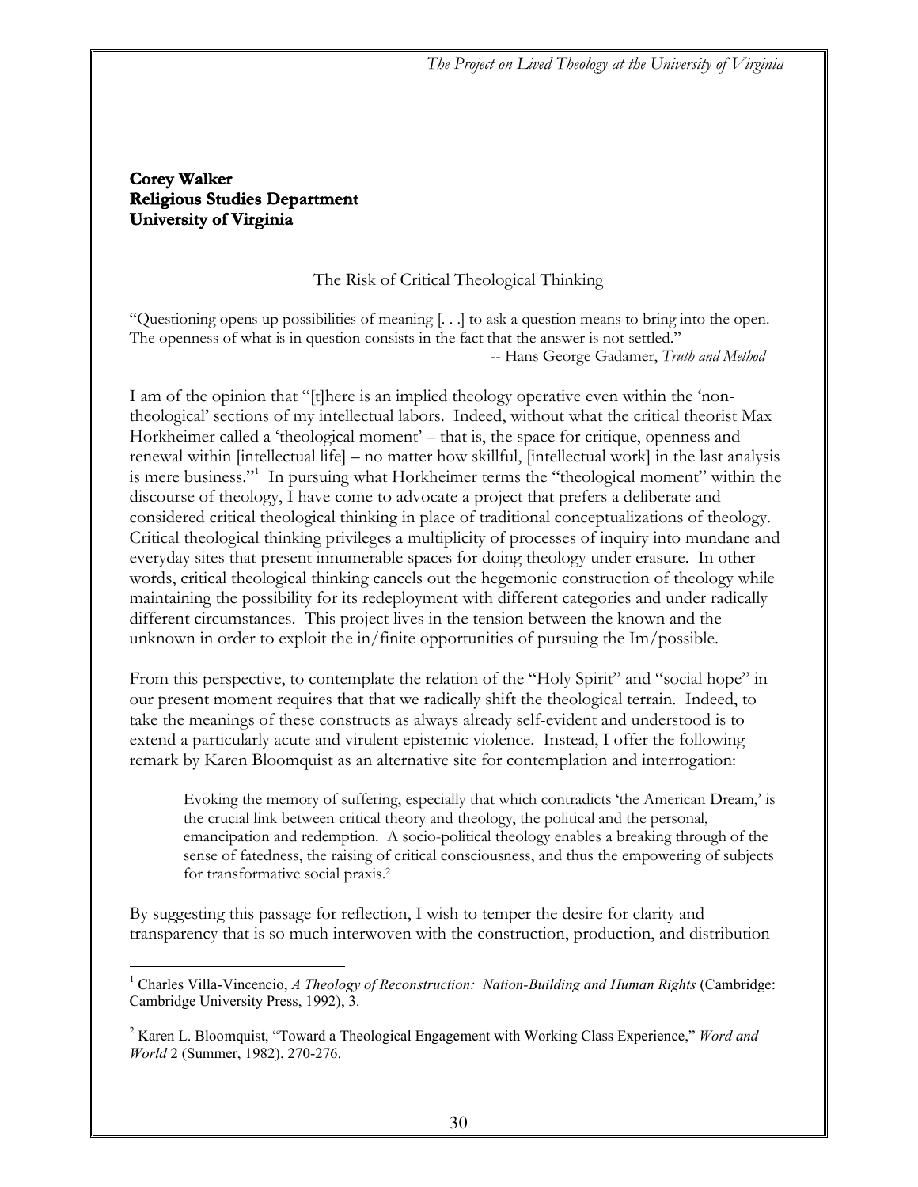**Corey Walker**
**Religious Studies Department**
**University of Virginia**

## The Risk of Critical Theological Thinking

"Questioning opens up possibilities of meaning [. . .] to ask a question means to bring into the open. The openness of what is in question consists in the fact that the answer is not settled."
-- Hans George Gadamer, *Truth and Method*

I am of the opinion that "[t]here is an implied theology operative even within the 'non-theological' sections of my intellectual labors. Indeed, without what the critical theorist Max Horkheimer called a 'theological moment' – that is, the space for critique, openness and renewal within [intellectual life] – no matter how skillful, [intellectual work] in the last analysis is mere business."[1] In pursuing what Horkheimer terms the "theological moment" within the discourse of theology, I have come to advocate a project that prefers a deliberate and considered critical theological thinking in place of traditional conceptualizations of theology. Critical theological thinking privileges a multiplicity of processes of inquiry into mundane and everyday sites that present innumerable spaces for doing theology under erasure. In other words, critical theological thinking cancels out the hegemonic construction of theology while maintaining the possibility for its redeployment with different categories and under radically different circumstances. This project lives in the tension between the known and the unknown in order to exploit the in/finite opportunities of pursuing the Im/possible.

From this perspective, to contemplate the relation of the "Holy Spirit" and "social hope" in our present moment requires that that we radically shift the theological terrain. Indeed, to take the meanings of these constructs as always already self-evident and understood is to extend a particularly acute and virulent epistemic violence. Instead, I offer the following remark by Karen Bloomquist as an alternative site for contemplation and interrogation:

> Evoking the memory of suffering, especially that which contradicts 'the American Dream,' is the crucial link between critical theory and theology, the political and the personal, emancipation and redemption. A socio-political theology enables a breaking through of the sense of fatedness, the raising of critical consciousness, and thus the empowering of subjects for transformative social praxis.[2]

By suggesting this passage for reflection, I wish to temper the desire for clarity and transparency that is so much interwoven with the construction, production, and distribution

---

[1] Charles Villa-Vincencio, *A Theology of Reconstruction: Nation-Building and Human Rights* (Cambridge: Cambridge University Press, 1992), 3.

[2] Karen L. Bloomquist, "Toward a Theological Engagement with Working Class Experience," *Word and World* 2 (Summer, 1982), 270-276.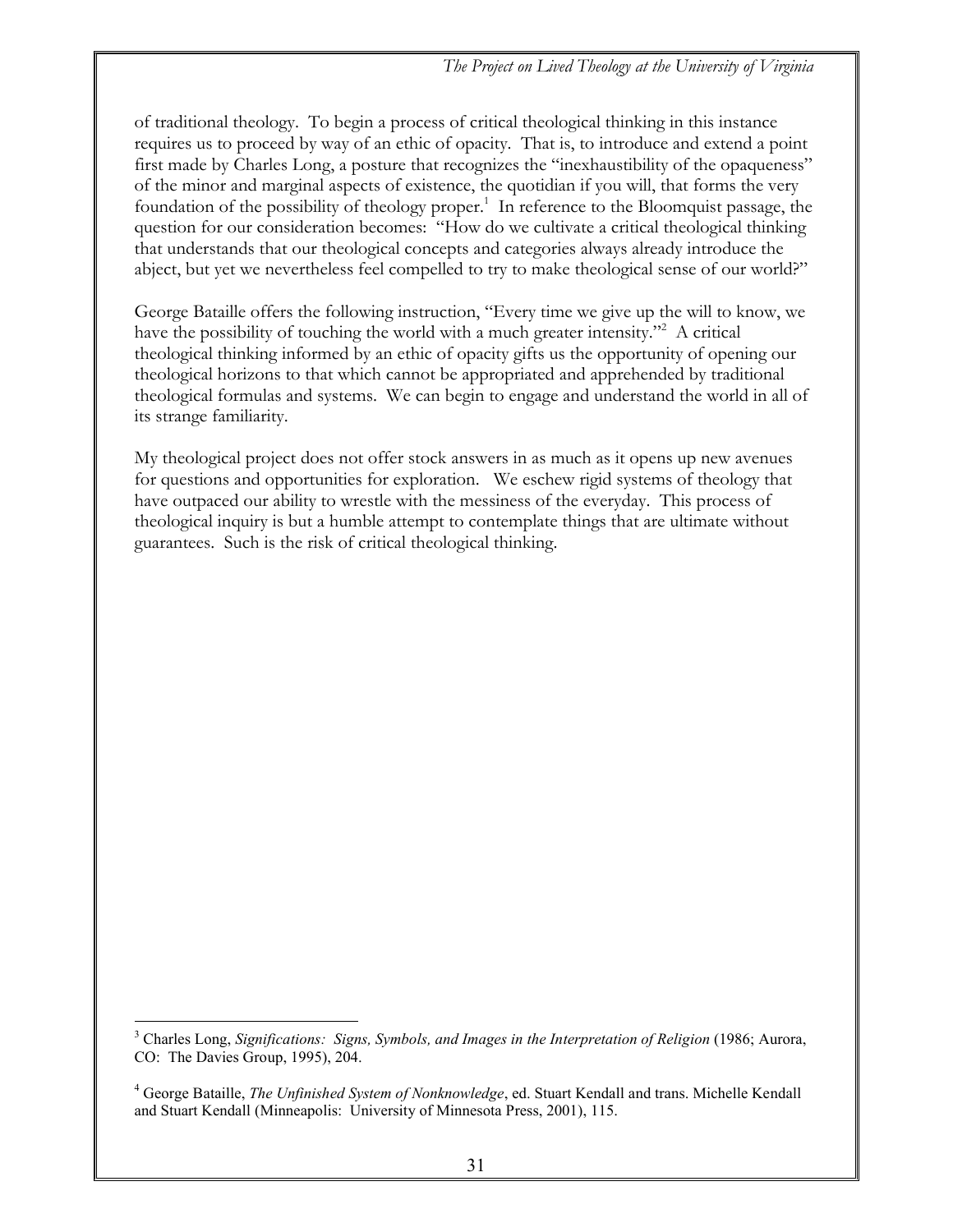of traditional theology. To begin a process of critical theological thinking in this instance requires us to proceed by way of an ethic of opacity. That is, to introduce and extend a point first made by Charles Long, a posture that recognizes the "inexhaustibility of the opaqueness" of the minor and marginal aspects of existence, the quotidian if you will, that forms the very foundation of the possibility of theology proper.[1] In reference to the Bloomquist passage, the question for our consideration becomes: "How do we cultivate a critical theological thinking that understands that our theological concepts and categories always already introduce the abject, but yet we nevertheless feel compelled to try to make theological sense of our world?"

George Bataille offers the following instruction, "Every time we give up the will to know, we have the possibility of touching the world with a much greater intensity."[2] A critical theological thinking informed by an ethic of opacity gifts us the opportunity of opening our theological horizons to that which cannot be appropriated and apprehended by traditional theological formulas and systems. We can begin to engage and understand the world in all of its strange familiarity.

My theological project does not offer stock answers in as much as it opens up new avenues for questions and opportunities for exploration. We eschew rigid systems of theology that have outpaced our ability to wrestle with the messiness of the everyday. This process of theological inquiry is but a humble attempt to contemplate things that are ultimate without guarantees. Such is the risk of critical theological thinking.

---

[3] Charles Long, *Significations: Signs, Symbols, and Images in the Interpretation of Religion* (1986; Aurora, CO: The Davies Group, 1995), 204.

[4] George Bataille, *The Unfinished System of Nonknowledge*, ed. Stuart Kendall and trans. Michelle Kendall and Stuart Kendall (Minneapolis: University of Minnesota Press, 2001), 115.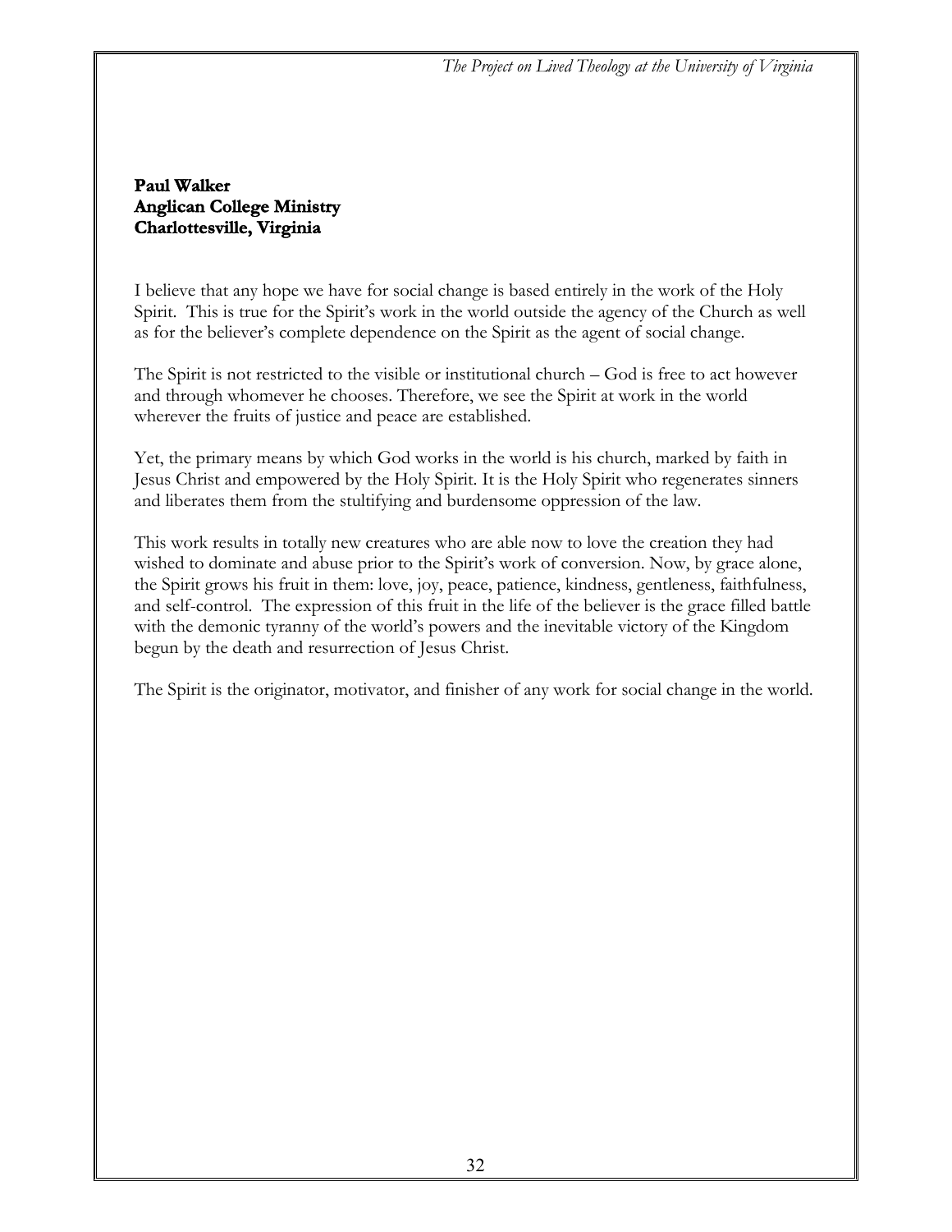**Paul Walker**
**Anglican College Ministry**
**Charlottesville, Virginia**

I believe that any hope we have for social change is based entirely in the work of the Holy Spirit. This is true for the Spirit's work in the world outside the agency of the Church as well as for the believer's complete dependence on the Spirit as the agent of social change.

The Spirit is not restricted to the visible or institutional church – God is free to act however and through whomever he chooses. Therefore, we see the Spirit at work in the world wherever the fruits of justice and peace are established.

Yet, the primary means by which God works in the world is his church, marked by faith in Jesus Christ and empowered by the Holy Spirit. It is the Holy Spirit who regenerates sinners and liberates them from the stultifying and burdensome oppression of the law.

This work results in totally new creatures who are able now to love the creation they had wished to dominate and abuse prior to the Spirit's work of conversion. Now, by grace alone, the Spirit grows his fruit in them: love, joy, peace, patience, kindness, gentleness, faithfulness, and self-control. The expression of this fruit in the life of the believer is the grace filled battle with the demonic tyranny of the world's powers and the inevitable victory of the Kingdom begun by the death and resurrection of Jesus Christ.

The Spirit is the originator, motivator, and finisher of any work for social change in the world.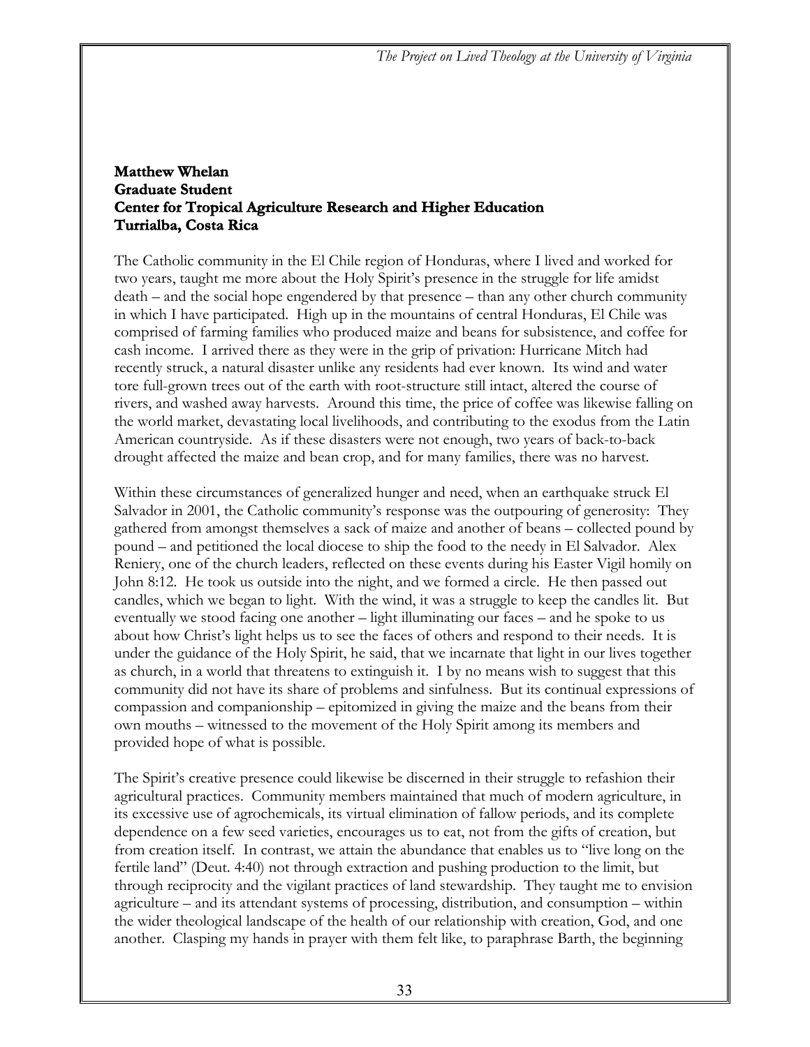**Matthew Whelan**
**Graduate Student**
**Center for Tropical Agriculture Research and Higher Education**
**Turrialba, Costa Rica**

The Catholic community in the El Chile region of Honduras, where I lived and worked for two years, taught me more about the Holy Spirit's presence in the struggle for life amidst death – and the social hope engendered by that presence – than any other church community in which I have participated. High up in the mountains of central Honduras, El Chile was comprised of farming families who produced maize and beans for subsistence, and coffee for cash income. I arrived there as they were in the grip of privation: Hurricane Mitch had recently struck, a natural disaster unlike any residents had ever known. Its wind and water tore full-grown trees out of the earth with root-structure still intact, altered the course of rivers, and washed away harvests. Around this time, the price of coffee was likewise falling on the world market, devastating local livelihoods, and contributing to the exodus from the Latin American countryside. As if these disasters were not enough, two years of back-to-back drought affected the maize and bean crop, and for many families, there was no harvest.

Within these circumstances of generalized hunger and need, when an earthquake struck El Salvador in 2001, the Catholic community's response was the outpouring of generosity: They gathered from amongst themselves a sack of maize and another of beans – collected pound by pound – and petitioned the local diocese to ship the food to the needy in El Salvador. Alex Reniery, one of the church leaders, reflected on these events during his Easter Vigil homily on John 8:12. He took us outside into the night, and we formed a circle. He then passed out candles, which we began to light. With the wind, it was a struggle to keep the candles lit. But eventually we stood facing one another – light illuminating our faces – and he spoke to us about how Christ's light helps us to see the faces of others and respond to their needs. It is under the guidance of the Holy Spirit, he said, that we incarnate that light in our lives together as church, in a world that threatens to extinguish it. I by no means wish to suggest that this community did not have its share of problems and sinfulness. But its continual expressions of compassion and companionship – epitomized in giving the maize and the beans from their own mouths – witnessed to the movement of the Holy Spirit among its members and provided hope of what is possible.

The Spirit's creative presence could likewise be discerned in their struggle to refashion their agricultural practices. Community members maintained that much of modern agriculture, in its excessive use of agrochemicals, its virtual elimination of fallow periods, and its complete dependence on a few seed varieties, encourages us to eat, not from the gifts of creation, but from creation itself. In contrast, we attain the abundance that enables us to "live long on the fertile land" (Deut. 4:40) not through extraction and pushing production to the limit, but through reciprocity and the vigilant practices of land stewardship. They taught me to envision agriculture – and its attendant systems of processing, distribution, and consumption – within the wider theological landscape of the health of our relationship with creation, God, and one another. Clasping my hands in prayer with them felt like, to paraphrase Barth, the beginning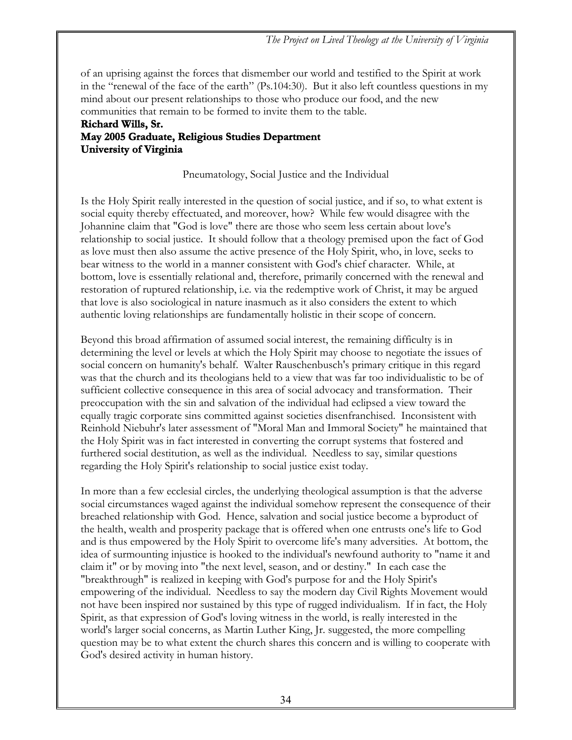of an uprising against the forces that dismember our world and testified to the Spirit at work in the "renewal of the face of the earth" (Ps.104:30). But it also left countless questions in my mind about our present relationships to those who produce our food, and the new communities that remain to be formed to invite them to the table.

**Richard Wills, Sr.**
**May 2005 Graduate, Religious Studies Department**
**University of Virginia**

Pneumatology, Social Justice and the Individual

Is the Holy Spirit really interested in the question of social justice, and if so, to what extent is social equity thereby effectuated, and moreover, how? While few would disagree with the Johannine claim that "God is love" there are those who seem less certain about love's relationship to social justice. It should follow that a theology premised upon the fact of God as love must then also assume the active presence of the Holy Spirit, who, in love, seeks to bear witness to the world in a manner consistent with God's chief character. While, at bottom, love is essentially relational and, therefore, primarily concerned with the renewal and restoration of ruptured relationship, i.e. via the redemptive work of Christ, it may be argued that love is also sociological in nature inasmuch as it also considers the extent to which authentic loving relationships are fundamentally holistic in their scope of concern.

Beyond this broad affirmation of assumed social interest, the remaining difficulty is in determining the level or levels at which the Holy Spirit may choose to negotiate the issues of social concern on humanity's behalf. Walter Rauschenbusch's primary critique in this regard was that the church and its theologians held to a view that was far too individualistic to be of sufficient collective consequence in this area of social advocacy and transformation. Their preoccupation with the sin and salvation of the individual had eclipsed a view toward the equally tragic corporate sins committed against societies disenfranchised. Inconsistent with Reinhold Niebuhr's later assessment of "Moral Man and Immoral Society" he maintained that the Holy Spirit was in fact interested in converting the corrupt systems that fostered and furthered social destitution, as well as the individual. Needless to say, similar questions regarding the Holy Spirit's relationship to social justice exist today.

In more than a few ecclesial circles, the underlying theological assumption is that the adverse social circumstances waged against the individual somehow represent the consequence of their breached relationship with God. Hence, salvation and social justice become a byproduct of the health, wealth and prosperity package that is offered when one entrusts one's life to God and is thus empowered by the Holy Spirit to overcome life's many adversities. At bottom, the idea of surmounting injustice is hooked to the individual's newfound authority to "name it and claim it" or by moving into "the next level, season, and or destiny." In each case the "breakthrough" is realized in keeping with God's purpose for and the Holy Spirit's empowering of the individual. Needless to say the modern day Civil Rights Movement would not have been inspired nor sustained by this type of rugged individualism. If in fact, the Holy Spirit, as that expression of God's loving witness in the world, is really interested in the world's larger social concerns, as Martin Luther King, Jr. suggested, the more compelling question may be to what extent the church shares this concern and is willing to cooperate with God's desired activity in human history.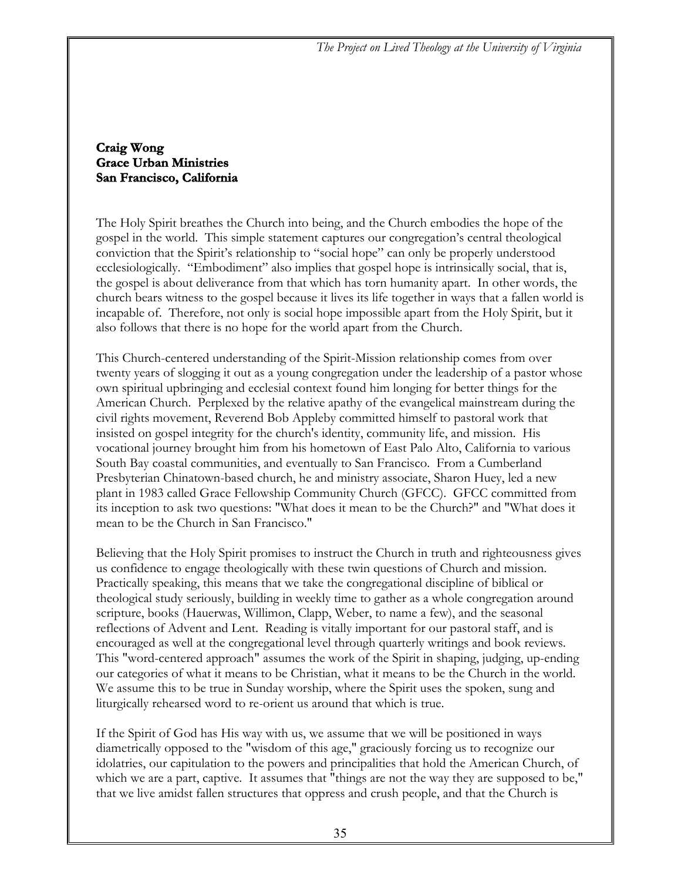**Craig Wong**
**Grace Urban Ministries**
**San Francisco, California**

The Holy Spirit breathes the Church into being, and the Church embodies the hope of the gospel in the world. This simple statement captures our congregation's central theological conviction that the Spirit's relationship to "social hope" can only be properly understood ecclesiologically. "Embodiment" also implies that gospel hope is intrinsically social, that is, the gospel is about deliverance from that which has torn humanity apart. In other words, the church bears witness to the gospel because it lives its life together in ways that a fallen world is incapable of. Therefore, not only is social hope impossible apart from the Holy Spirit, but it also follows that there is no hope for the world apart from the Church.

This Church-centered understanding of the Spirit-Mission relationship comes from over twenty years of slogging it out as a young congregation under the leadership of a pastor whose own spiritual upbringing and ecclesial context found him longing for better things for the American Church. Perplexed by the relative apathy of the evangelical mainstream during the civil rights movement, Reverend Bob Appleby committed himself to pastoral work that insisted on gospel integrity for the church's identity, community life, and mission. His vocational journey brought him from his hometown of East Palo Alto, California to various South Bay coastal communities, and eventually to San Francisco. From a Cumberland Presbyterian Chinatown-based church, he and ministry associate, Sharon Huey, led a new plant in 1983 called Grace Fellowship Community Church (GFCC). GFCC committed from its inception to ask two questions: "What does it mean to be the Church?" and "What does it mean to be the Church in San Francisco."

Believing that the Holy Spirit promises to instruct the Church in truth and righteousness gives us confidence to engage theologically with these twin questions of Church and mission. Practically speaking, this means that we take the congregational discipline of biblical or theological study seriously, building in weekly time to gather as a whole congregation around scripture, books (Hauerwas, Willimon, Clapp, Weber, to name a few), and the seasonal reflections of Advent and Lent. Reading is vitally important for our pastoral staff, and is encouraged as well at the congregational level through quarterly writings and book reviews. This "word-centered approach" assumes the work of the Spirit in shaping, judging, up-ending our categories of what it means to be Christian, what it means to be the Church in the world. We assume this to be true in Sunday worship, where the Spirit uses the spoken, sung and liturgically rehearsed word to re-orient us around that which is true.

If the Spirit of God has His way with us, we assume that we will be positioned in ways diametrically opposed to the "wisdom of this age," graciously forcing us to recognize our idolatries, our capitulation to the powers and principalities that hold the American Church, of which we are a part, captive. It assumes that "things are not the way they are supposed to be," that we live amidst fallen structures that oppress and crush people, and that the Church is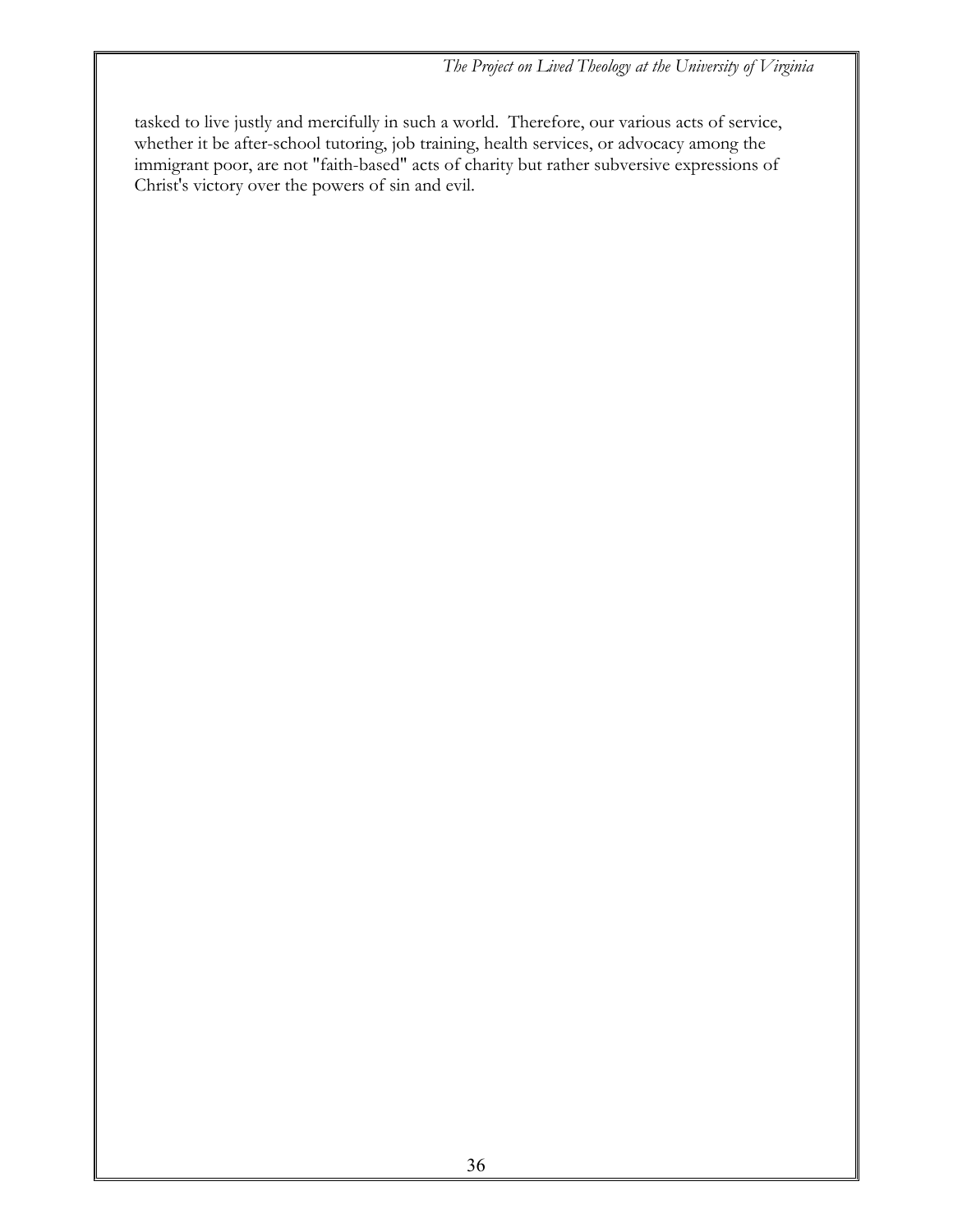tasked to live justly and mercifully in such a world. Therefore, our various acts of service, whether it be after-school tutoring, job training, health services, or advocacy among the immigrant poor, are not "faith-based" acts of charity but rather subversive expressions of Christ's victory over the powers of sin and evil.